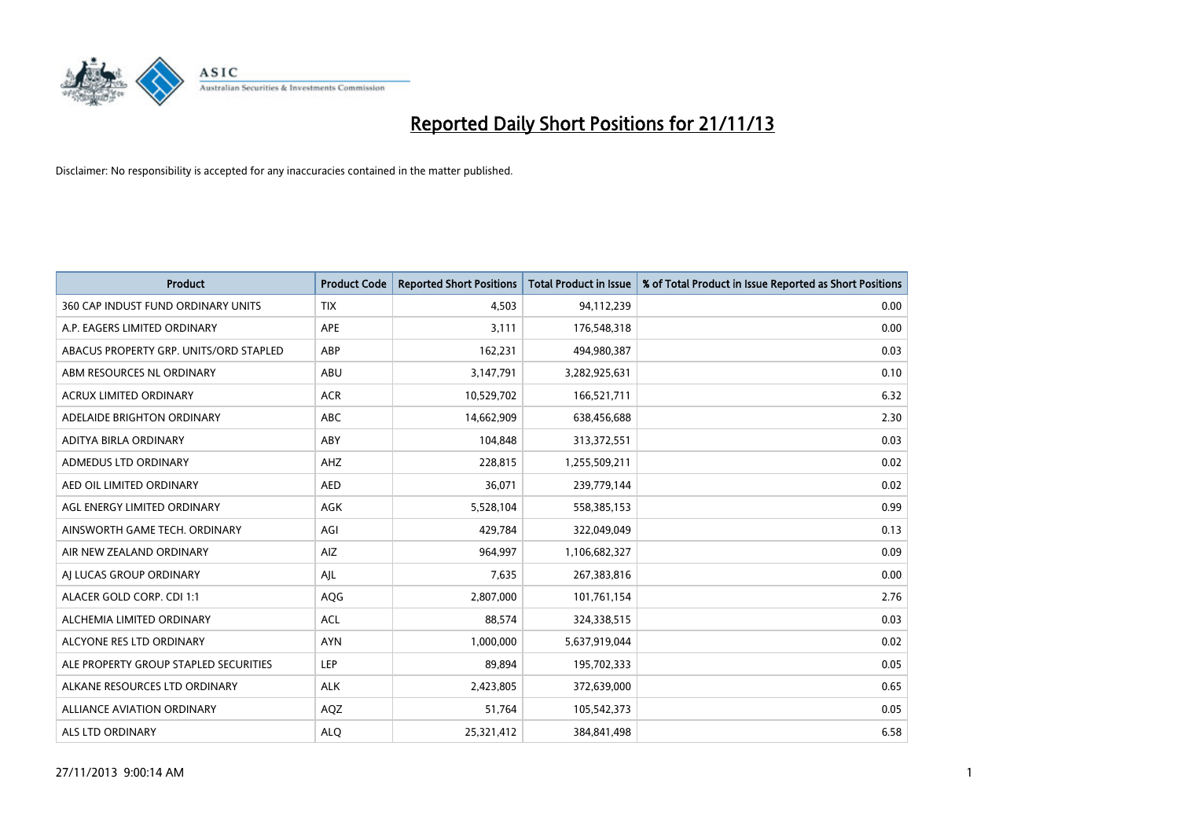# Reported Daily Short Positions for 21/11/13

Disclaimer: No responsibility is accepted for any inaccuracies contained in the matter published.

| Product | Product Code | Reported Short Positions | Total Product in Issue | % of Total Product in Issue Reported as Short Positions |
|---|---|---|---|---|
| 360 CAP INDUST FUND ORDINARY UNITS | TIX | 4,503 | 94,112,239 | 0.00 |
| A.P. EAGERS LIMITED ORDINARY | APE | 3,111 | 176,548,318 | 0.00 |
| ABACUS PROPERTY GRP. UNITS/ORD STAPLED | ABP | 162,231 | 494,980,387 | 0.03 |
| ABM RESOURCES NL ORDINARY | ABU | 3,147,791 | 3,282,925,631 | 0.10 |
| ACRUX LIMITED ORDINARY | ACR | 10,529,702 | 166,521,711 | 6.32 |
| ADELAIDE BRIGHTON ORDINARY | ABC | 14,662,909 | 638,456,688 | 2.30 |
| ADITYA BIRLA ORDINARY | ABY | 104,848 | 313,372,551 | 0.03 |
| ADMEDUS LTD ORDINARY | AHZ | 228,815 | 1,255,509,211 | 0.02 |
| AED OIL LIMITED ORDINARY | AED | 36,071 | 239,779,144 | 0.02 |
| AGL ENERGY LIMITED ORDINARY | AGK | 5,528,104 | 558,385,153 | 0.99 |
| AINSWORTH GAME TECH. ORDINARY | AGI | 429,784 | 322,049,049 | 0.13 |
| AIR NEW ZEALAND ORDINARY | AIZ | 964,997 | 1,106,682,327 | 0.09 |
| AJ LUCAS GROUP ORDINARY | AJL | 7,635 | 267,383,816 | 0.00 |
| ALACER GOLD CORP. CDI 1:1 | AQG | 2,807,000 | 101,761,154 | 2.76 |
| ALCHEMIA LIMITED ORDINARY | ACL | 88,574 | 324,338,515 | 0.03 |
| ALCYONE RES LTD ORDINARY | AYN | 1,000,000 | 5,637,919,044 | 0.02 |
| ALE PROPERTY GROUP STAPLED SECURITIES | LEP | 89,894 | 195,702,333 | 0.05 |
| ALKANE RESOURCES LTD ORDINARY | ALK | 2,423,805 | 372,639,000 | 0.65 |
| ALLIANCE AVIATION ORDINARY | AQZ | 51,764 | 105,542,373 | 0.05 |
| ALS LTD ORDINARY | ALQ | 25,321,412 | 384,841,498 | 6.58 |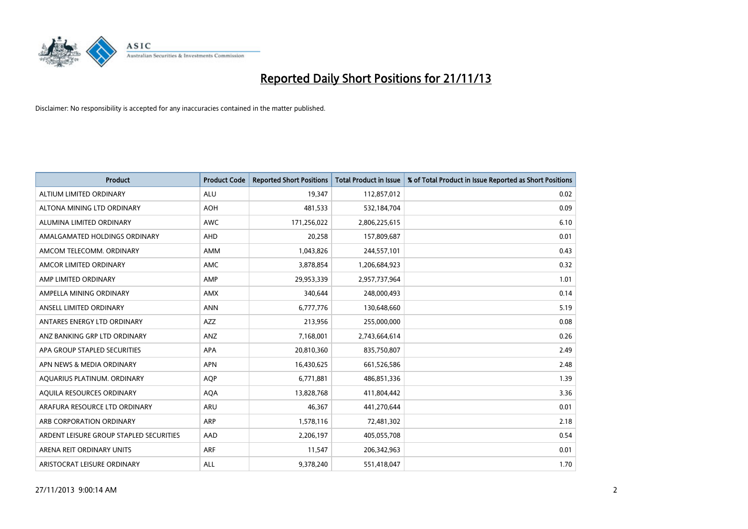# Reported Daily Short Positions for 21/11/13

Disclaimer: No responsibility is accepted for any inaccuracies contained in the matter published.

| Product | Product Code | Reported Short Positions | Total Product in Issue | % of Total Product in Issue Reported as Short Positions |
|---|---|---|---|---|
| ALTIUM LIMITED ORDINARY | ALU | 19,347 | 112,857,012 | 0.02 |
| ALTONA MINING LTD ORDINARY | AOH | 481,533 | 532,184,704 | 0.09 |
| ALUMINA LIMITED ORDINARY | AWC | 171,256,022 | 2,806,225,615 | 6.10 |
| AMALGAMATED HOLDINGS ORDINARY | AHD | 20,258 | 157,809,687 | 0.01 |
| AMCOM TELECOMM. ORDINARY | AMM | 1,043,826 | 244,557,101 | 0.43 |
| AMCOR LIMITED ORDINARY | AMC | 3,878,854 | 1,206,684,923 | 0.32 |
| AMP LIMITED ORDINARY | AMP | 29,953,339 | 2,957,737,964 | 1.01 |
| AMPELLA MINING ORDINARY | AMX | 340,644 | 248,000,493 | 0.14 |
| ANSELL LIMITED ORDINARY | ANN | 6,777,776 | 130,648,660 | 5.19 |
| ANTARES ENERGY LTD ORDINARY | AZZ | 213,956 | 255,000,000 | 0.08 |
| ANZ BANKING GRP LTD ORDINARY | ANZ | 7,168,001 | 2,743,664,614 | 0.26 |
| APA GROUP STAPLED SECURITIES | APA | 20,810,360 | 835,750,807 | 2.49 |
| APN NEWS & MEDIA ORDINARY | APN | 16,430,625 | 661,526,586 | 2.48 |
| AQUARIUS PLATINUM. ORDINARY | AQP | 6,771,881 | 486,851,336 | 1.39 |
| AQUILA RESOURCES ORDINARY | AQA | 13,828,768 | 411,804,442 | 3.36 |
| ARAFURA RESOURCE LTD ORDINARY | ARU | 46,367 | 441,270,644 | 0.01 |
| ARB CORPORATION ORDINARY | ARP | 1,578,116 | 72,481,302 | 2.18 |
| ARDENT LEISURE GROUP STAPLED SECURITIES | AAD | 2,206,197 | 405,055,708 | 0.54 |
| ARENA REIT ORDINARY UNITS | ARF | 11,547 | 206,342,963 | 0.01 |
| ARISTOCRAT LEISURE ORDINARY | ALL | 9,378,240 | 551,418,047 | 1.70 |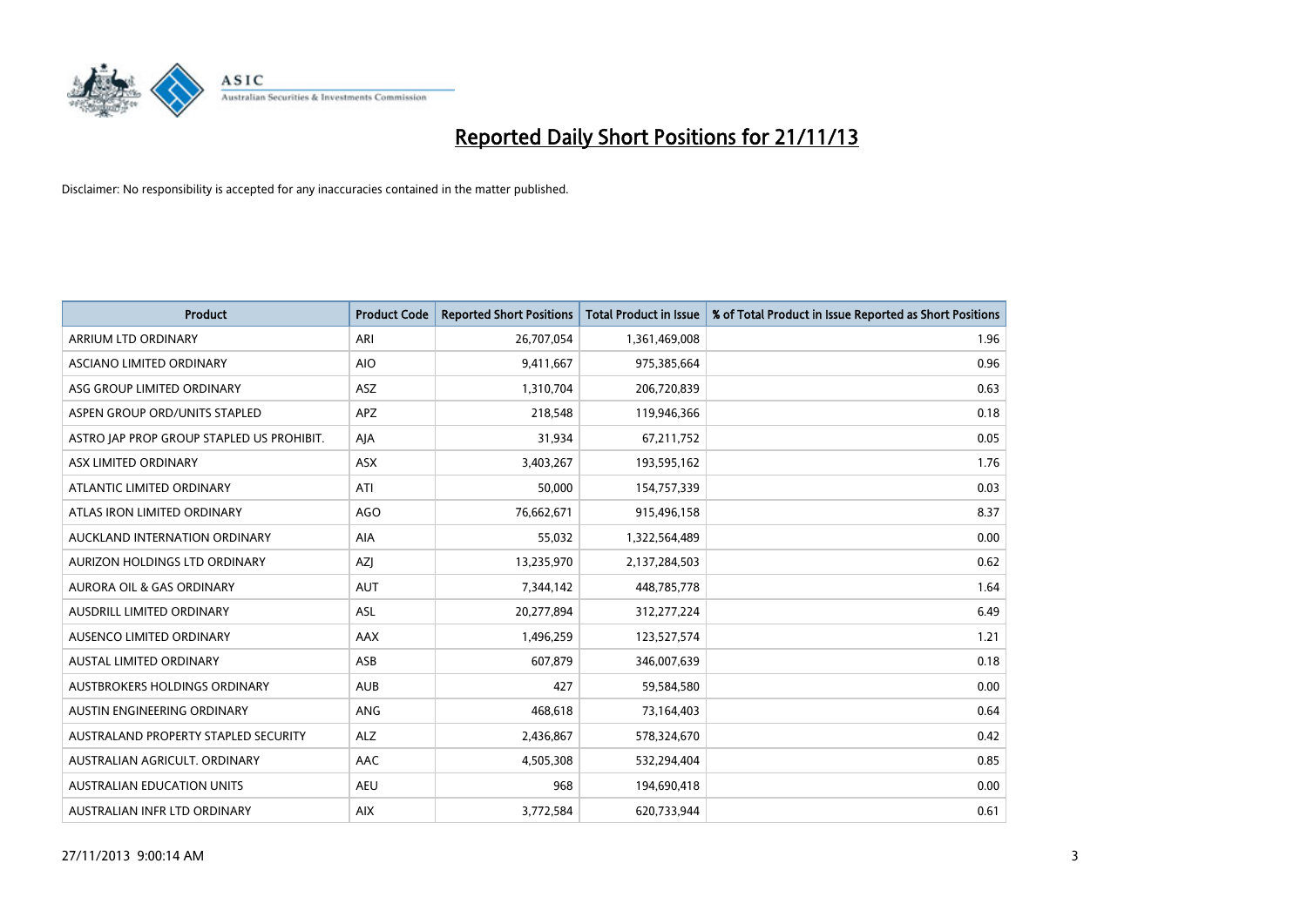# Reported Daily Short Positions for 21/11/13

Disclaimer: No responsibility is accepted for any inaccuracies contained in the matter published.

| Product | Product Code | Reported Short Positions | Total Product in Issue | % of Total Product in Issue Reported as Short Positions |
|---|---|---|---|---|
| ARRIUM LTD ORDINARY | ARI | 26,707,054 | 1,361,469,008 | 1.96 |
| ASCIANO LIMITED ORDINARY | AIO | 9,411,667 | 975,385,664 | 0.96 |
| ASG GROUP LIMITED ORDINARY | ASZ | 1,310,704 | 206,720,839 | 0.63 |
| ASPEN GROUP ORD/UNITS STAPLED | APZ | 218,548 | 119,946,366 | 0.18 |
| ASTRO JAP PROP GROUP STAPLED US PROHIBIT. | AJA | 31,934 | 67,211,752 | 0.05 |
| ASX LIMITED ORDINARY | ASX | 3,403,267 | 193,595,162 | 1.76 |
| ATLANTIC LIMITED ORDINARY | ATI | 50,000 | 154,757,339 | 0.03 |
| ATLAS IRON LIMITED ORDINARY | AGO | 76,662,671 | 915,496,158 | 8.37 |
| AUCKLAND INTERNATION ORDINARY | AIA | 55,032 | 1,322,564,489 | 0.00 |
| AURIZON HOLDINGS LTD ORDINARY | AZJ | 13,235,970 | 2,137,284,503 | 0.62 |
| AURORA OIL & GAS ORDINARY | AUT | 7,344,142 | 448,785,778 | 1.64 |
| AUSDRILL LIMITED ORDINARY | ASL | 20,277,894 | 312,277,224 | 6.49 |
| AUSENCO LIMITED ORDINARY | AAX | 1,496,259 | 123,527,574 | 1.21 |
| AUSTAL LIMITED ORDINARY | ASB | 607,879 | 346,007,639 | 0.18 |
| AUSTBROKERS HOLDINGS ORDINARY | AUB | 427 | 59,584,580 | 0.00 |
| AUSTIN ENGINEERING ORDINARY | ANG | 468,618 | 73,164,403 | 0.64 |
| AUSTRALAND PROPERTY STAPLED SECURITY | ALZ | 2,436,867 | 578,324,670 | 0.42 |
| AUSTRALIAN AGRICULT. ORDINARY | AAC | 4,505,308 | 532,294,404 | 0.85 |
| AUSTRALIAN EDUCATION UNITS | AEU | 968 | 194,690,418 | 0.00 |
| AUSTRALIAN INFR LTD ORDINARY | AIX | 3,772,584 | 620,733,944 | 0.61 |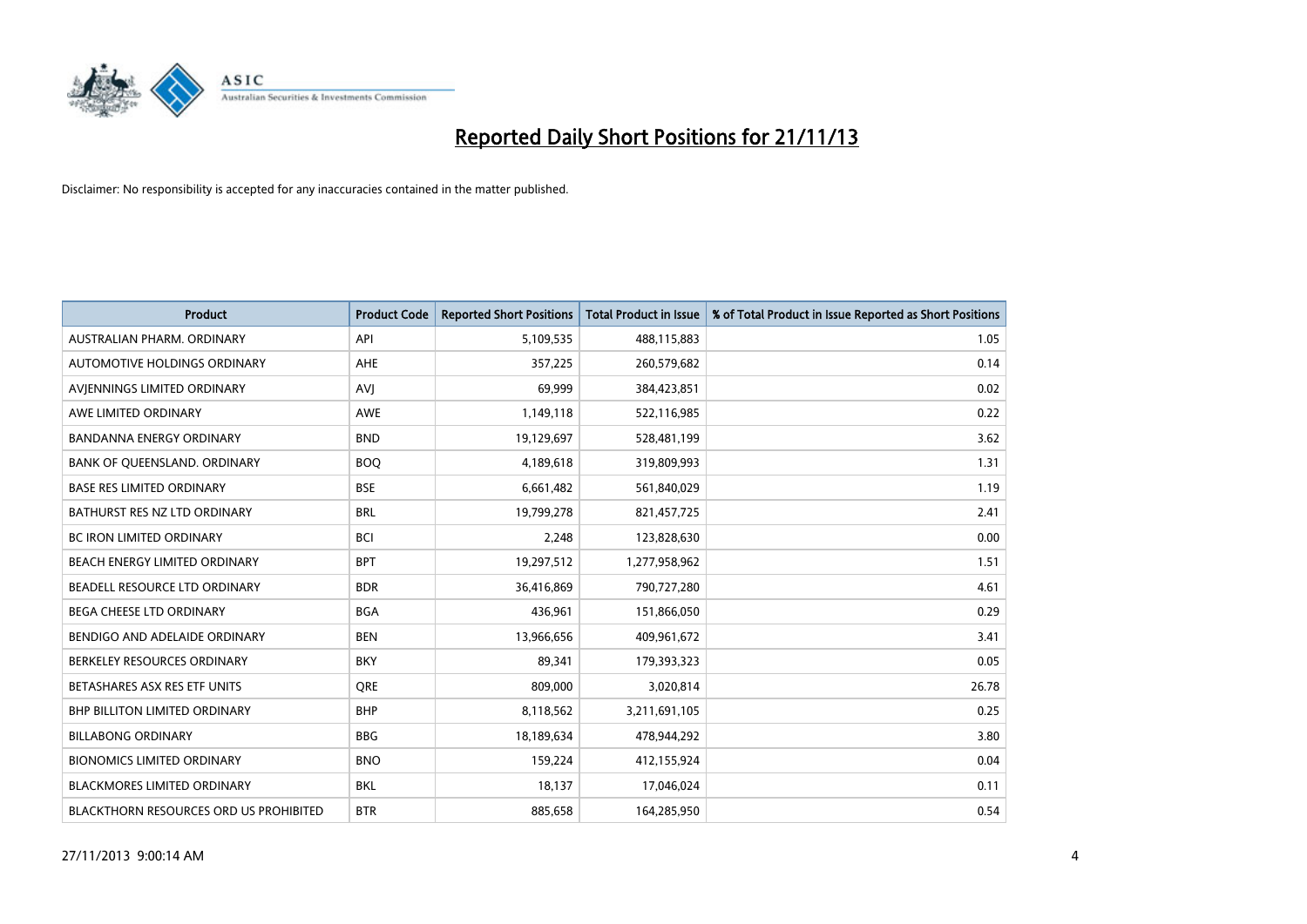# Reported Daily Short Positions for 21/11/13

Disclaimer: No responsibility is accepted for any inaccuracies contained in the matter published.

| Product | Product Code | Reported Short Positions | Total Product in Issue | % of Total Product in Issue Reported as Short Positions |
|---|---|---|---|---|
| AUSTRALIAN PHARM. ORDINARY | API | 5,109,535 | 488,115,883 | 1.05 |
| AUTOMOTIVE HOLDINGS ORDINARY | AHE | 357,225 | 260,579,682 | 0.14 |
| AVJENNINGS LIMITED ORDINARY | AVJ | 69,999 | 384,423,851 | 0.02 |
| AWE LIMITED ORDINARY | AWE | 1,149,118 | 522,116,985 | 0.22 |
| BANDANNA ENERGY ORDINARY | BND | 19,129,697 | 528,481,199 | 3.62 |
| BANK OF QUEENSLAND. ORDINARY | BOQ | 4,189,618 | 319,809,993 | 1.31 |
| BASE RES LIMITED ORDINARY | BSE | 6,661,482 | 561,840,029 | 1.19 |
| BATHURST RES NZ LTD ORDINARY | BRL | 19,799,278 | 821,457,725 | 2.41 |
| BC IRON LIMITED ORDINARY | BCI | 2,248 | 123,828,630 | 0.00 |
| BEACH ENERGY LIMITED ORDINARY | BPT | 19,297,512 | 1,277,958,962 | 1.51 |
| BEADELL RESOURCE LTD ORDINARY | BDR | 36,416,869 | 790,727,280 | 4.61 |
| BEGA CHEESE LTD ORDINARY | BGA | 436,961 | 151,866,050 | 0.29 |
| BENDIGO AND ADELAIDE ORDINARY | BEN | 13,966,656 | 409,961,672 | 3.41 |
| BERKELEY RESOURCES ORDINARY | BKY | 89,341 | 179,393,323 | 0.05 |
| BETASHARES ASX RES ETF UNITS | QRE | 809,000 | 3,020,814 | 26.78 |
| BHP BILLITON LIMITED ORDINARY | BHP | 8,118,562 | 3,211,691,105 | 0.25 |
| BILLABONG ORDINARY | BBG | 18,189,634 | 478,944,292 | 3.80 |
| BIONOMICS LIMITED ORDINARY | BNO | 159,224 | 412,155,924 | 0.04 |
| BLACKMORES LIMITED ORDINARY | BKL | 18,137 | 17,046,024 | 0.11 |
| BLACKTHORN RESOURCES ORD US PROHIBITED | BTR | 885,658 | 164,285,950 | 0.54 |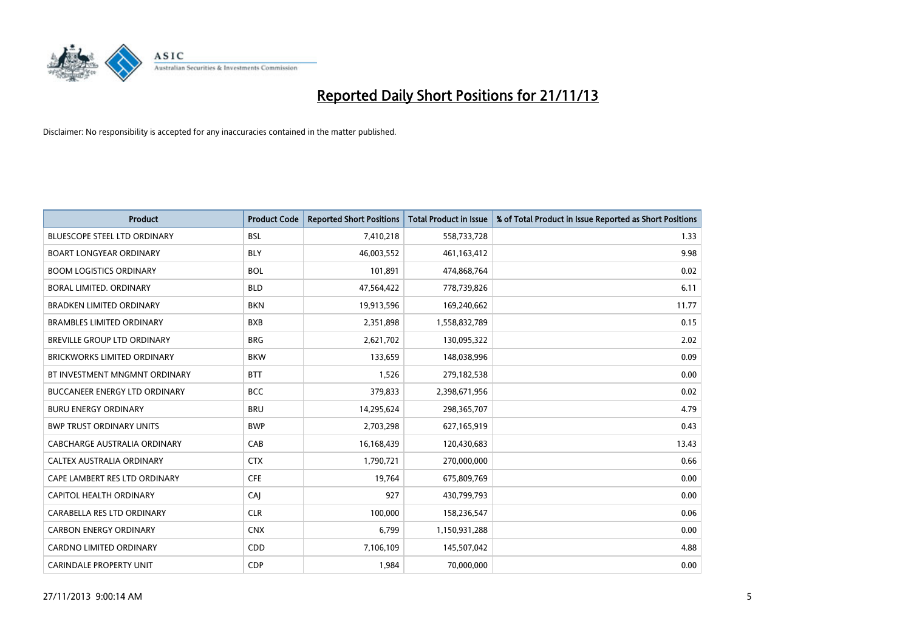# Reported Daily Short Positions for 21/11/13

Disclaimer: No responsibility is accepted for any inaccuracies contained in the matter published.

| Product | Product Code | Reported Short Positions | Total Product in Issue | % of Total Product in Issue Reported as Short Positions |
|---|---|---|---|---|
| BLUESCOPE STEEL LTD ORDINARY | BSL | 7,410,218 | 558,733,728 | 1.33 |
| BOART LONGYEAR ORDINARY | BLY | 46,003,552 | 461,163,412 | 9.98 |
| BOOM LOGISTICS ORDINARY | BOL | 101,891 | 474,868,764 | 0.02 |
| BORAL LIMITED. ORDINARY | BLD | 47,564,422 | 778,739,826 | 6.11 |
| BRADKEN LIMITED ORDINARY | BKN | 19,913,596 | 169,240,662 | 11.77 |
| BRAMBLES LIMITED ORDINARY | BXB | 2,351,898 | 1,558,832,789 | 0.15 |
| BREVILLE GROUP LTD ORDINARY | BRG | 2,621,702 | 130,095,322 | 2.02 |
| BRICKWORKS LIMITED ORDINARY | BKW | 133,659 | 148,038,996 | 0.09 |
| BT INVESTMENT MNGMNT ORDINARY | BTT | 1,526 | 279,182,538 | 0.00 |
| BUCCANEER ENERGY LTD ORDINARY | BCC | 379,833 | 2,398,671,956 | 0.02 |
| BURU ENERGY ORDINARY | BRU | 14,295,624 | 298,365,707 | 4.79 |
| BWP TRUST ORDINARY UNITS | BWP | 2,703,298 | 627,165,919 | 0.43 |
| CABCHARGE AUSTRALIA ORDINARY | CAB | 16,168,439 | 120,430,683 | 13.43 |
| CALTEX AUSTRALIA ORDINARY | CTX | 1,790,721 | 270,000,000 | 0.66 |
| CAPE LAMBERT RES LTD ORDINARY | CFE | 19,764 | 675,809,769 | 0.00 |
| CAPITOL HEALTH ORDINARY | CAJ | 927 | 430,799,793 | 0.00 |
| CARABELLA RES LTD ORDINARY | CLR | 100,000 | 158,236,547 | 0.06 |
| CARBON ENERGY ORDINARY | CNX | 6,799 | 1,150,931,288 | 0.00 |
| CARDNO LIMITED ORDINARY | CDD | 7,106,109 | 145,507,042 | 4.88 |
| CARINDALE PROPERTY UNIT | CDP | 1,984 | 70,000,000 | 0.00 |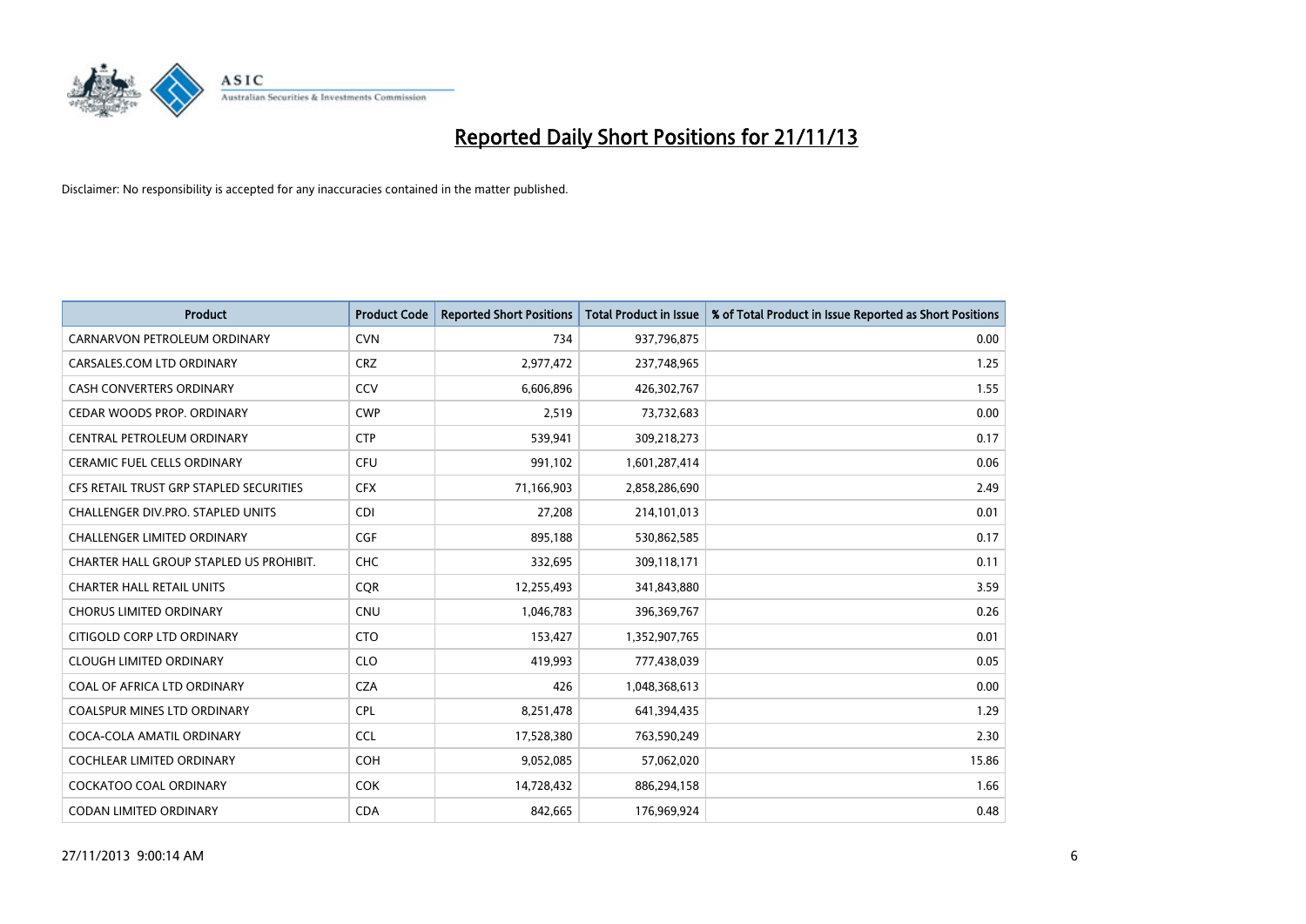# Reported Daily Short Positions for 21/11/13

Disclaimer: No responsibility is accepted for any inaccuracies contained in the matter published.

| Product | Product Code | Reported Short Positions | Total Product in Issue | % of Total Product in Issue Reported as Short Positions |
|---|---|---|---|---|
| CARNARVON PETROLEUM ORDINARY | CVN | 734 | 937,796,875 | 0.00 |
| CARSALES.COM LTD ORDINARY | CRZ | 2,977,472 | 237,748,965 | 1.25 |
| CASH CONVERTERS ORDINARY | CCV | 6,606,896 | 426,302,767 | 1.55 |
| CEDAR WOODS PROP. ORDINARY | CWP | 2,519 | 73,732,683 | 0.00 |
| CENTRAL PETROLEUM ORDINARY | CTP | 539,941 | 309,218,273 | 0.17 |
| CERAMIC FUEL CELLS ORDINARY | CFU | 991,102 | 1,601,287,414 | 0.06 |
| CFS RETAIL TRUST GRP STAPLED SECURITIES | CFX | 71,166,903 | 2,858,286,690 | 2.49 |
| CHALLENGER DIV.PRO. STAPLED UNITS | CDI | 27,208 | 214,101,013 | 0.01 |
| CHALLENGER LIMITED ORDINARY | CGF | 895,188 | 530,862,585 | 0.17 |
| CHARTER HALL GROUP STAPLED US PROHIBIT. | CHC | 332,695 | 309,118,171 | 0.11 |
| CHARTER HALL RETAIL UNITS | CQR | 12,255,493 | 341,843,880 | 3.59 |
| CHORUS LIMITED ORDINARY | CNU | 1,046,783 | 396,369,767 | 0.26 |
| CITIGOLD CORP LTD ORDINARY | CTO | 153,427 | 1,352,907,765 | 0.01 |
| CLOUGH LIMITED ORDINARY | CLO | 419,993 | 777,438,039 | 0.05 |
| COAL OF AFRICA LTD ORDINARY | CZA | 426 | 1,048,368,613 | 0.00 |
| COALSPUR MINES LTD ORDINARY | CPL | 8,251,478 | 641,394,435 | 1.29 |
| COCA-COLA AMATIL ORDINARY | CCL | 17,528,380 | 763,590,249 | 2.30 |
| COCHLEAR LIMITED ORDINARY | COH | 9,052,085 | 57,062,020 | 15.86 |
| COCKATOO COAL ORDINARY | COK | 14,728,432 | 886,294,158 | 1.66 |
| CODAN LIMITED ORDINARY | CDA | 842,665 | 176,969,924 | 0.48 |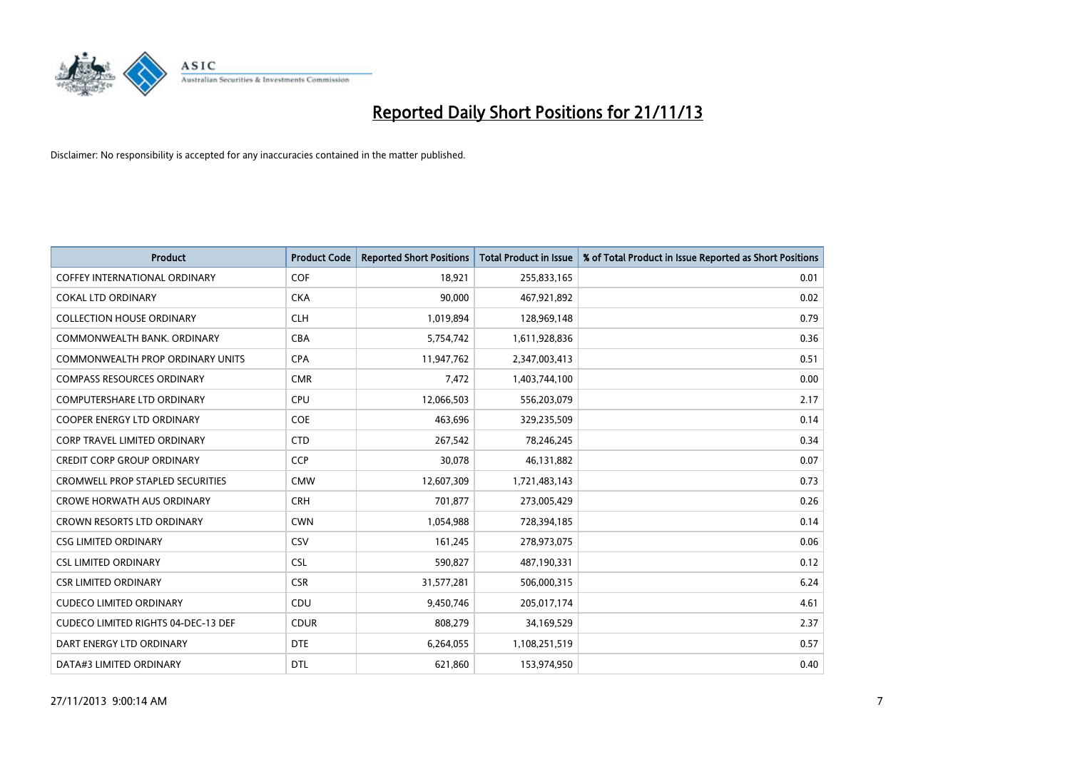# Reported Daily Short Positions for 21/11/13

Disclaimer: No responsibility is accepted for any inaccuracies contained in the matter published.

| Product | Product Code | Reported Short Positions | Total Product in Issue | % of Total Product in Issue Reported as Short Positions |
|---|---|---|---|---|
| COFFEY INTERNATIONAL ORDINARY | COF | 18,921 | 255,833,165 | 0.01 |
| COKAL LTD ORDINARY | CKA | 90,000 | 467,921,892 | 0.02 |
| COLLECTION HOUSE ORDINARY | CLH | 1,019,894 | 128,969,148 | 0.79 |
| COMMONWEALTH BANK. ORDINARY | CBA | 5,754,742 | 1,611,928,836 | 0.36 |
| COMMONWEALTH PROP ORDINARY UNITS | CPA | 11,947,762 | 2,347,003,413 | 0.51 |
| COMPASS RESOURCES ORDINARY | CMR | 7,472 | 1,403,744,100 | 0.00 |
| COMPUTERSHARE LTD ORDINARY | CPU | 12,066,503 | 556,203,079 | 2.17 |
| COOPER ENERGY LTD ORDINARY | COE | 463,696 | 329,235,509 | 0.14 |
| CORP TRAVEL LIMITED ORDINARY | CTD | 267,542 | 78,246,245 | 0.34 |
| CREDIT CORP GROUP ORDINARY | CCP | 30,078 | 46,131,882 | 0.07 |
| CROMWELL PROP STAPLED SECURITIES | CMW | 12,607,309 | 1,721,483,143 | 0.73 |
| CROWE HORWATH AUS ORDINARY | CRH | 701,877 | 273,005,429 | 0.26 |
| CROWN RESORTS LTD ORDINARY | CWN | 1,054,988 | 728,394,185 | 0.14 |
| CSG LIMITED ORDINARY | CSV | 161,245 | 278,973,075 | 0.06 |
| CSL LIMITED ORDINARY | CSL | 590,827 | 487,190,331 | 0.12 |
| CSR LIMITED ORDINARY | CSR | 31,577,281 | 506,000,315 | 6.24 |
| CUDECO LIMITED ORDINARY | CDU | 9,450,746 | 205,017,174 | 4.61 |
| CUDECO LIMITED RIGHTS 04-DEC-13 DEF | CDUR | 808,279 | 34,169,529 | 2.37 |
| DART ENERGY LTD ORDINARY | DTE | 6,264,055 | 1,108,251,519 | 0.57 |
| DATA#3 LIMITED ORDINARY | DTL | 621,860 | 153,974,950 | 0.40 |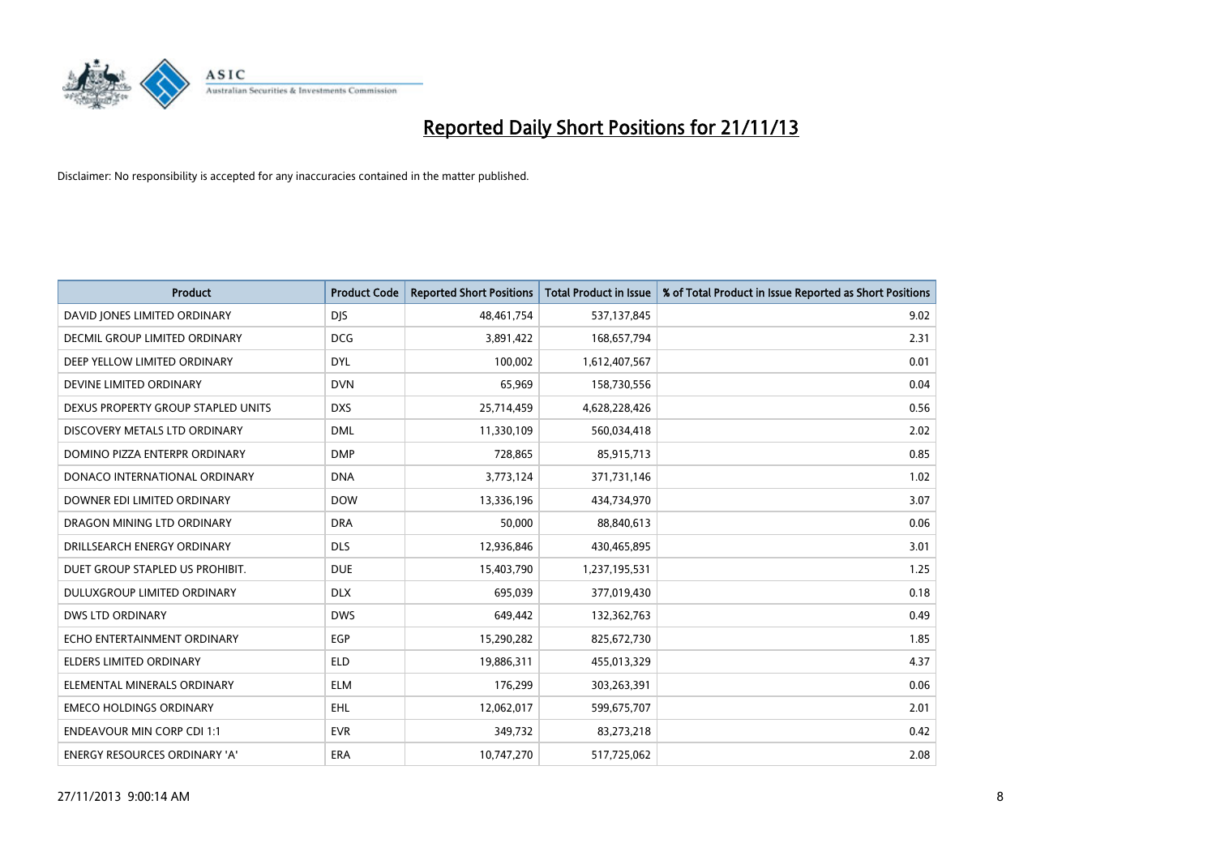# Reported Daily Short Positions for 21/11/13

Disclaimer: No responsibility is accepted for any inaccuracies contained in the matter published.

| Product | Product Code | Reported Short Positions | Total Product in Issue | % of Total Product in Issue Reported as Short Positions |
|---|---|---|---|---|
| DAVID JONES LIMITED ORDINARY | DJS | 48,461,754 | 537,137,845 | 9.02 |
| DECMIL GROUP LIMITED ORDINARY | DCG | 3,891,422 | 168,657,794 | 2.31 |
| DEEP YELLOW LIMITED ORDINARY | DYL | 100,002 | 1,612,407,567 | 0.01 |
| DEVINE LIMITED ORDINARY | DVN | 65,969 | 158,730,556 | 0.04 |
| DEXUS PROPERTY GROUP STAPLED UNITS | DXS | 25,714,459 | 4,628,228,426 | 0.56 |
| DISCOVERY METALS LTD ORDINARY | DML | 11,330,109 | 560,034,418 | 2.02 |
| DOMINO PIZZA ENTERPR ORDINARY | DMP | 728,865 | 85,915,713 | 0.85 |
| DONACO INTERNATIONAL ORDINARY | DNA | 3,773,124 | 371,731,146 | 1.02 |
| DOWNER EDI LIMITED ORDINARY | DOW | 13,336,196 | 434,734,970 | 3.07 |
| DRAGON MINING LTD ORDINARY | DRA | 50,000 | 88,840,613 | 0.06 |
| DRILLSEARCH ENERGY ORDINARY | DLS | 12,936,846 | 430,465,895 | 3.01 |
| DUET GROUP STAPLED US PROHIBIT. | DUE | 15,403,790 | 1,237,195,531 | 1.25 |
| DULUXGROUP LIMITED ORDINARY | DLX | 695,039 | 377,019,430 | 0.18 |
| DWS LTD ORDINARY | DWS | 649,442 | 132,362,763 | 0.49 |
| ECHO ENTERTAINMENT ORDINARY | EGP | 15,290,282 | 825,672,730 | 1.85 |
| ELDERS LIMITED ORDINARY | ELD | 19,886,311 | 455,013,329 | 4.37 |
| ELEMENTAL MINERALS ORDINARY | ELM | 176,299 | 303,263,391 | 0.06 |
| EMECO HOLDINGS ORDINARY | EHL | 12,062,017 | 599,675,707 | 2.01 |
| ENDEAVOUR MIN CORP CDI 1:1 | EVR | 349,732 | 83,273,218 | 0.42 |
| ENERGY RESOURCES ORDINARY 'A' | ERA | 10,747,270 | 517,725,062 | 2.08 |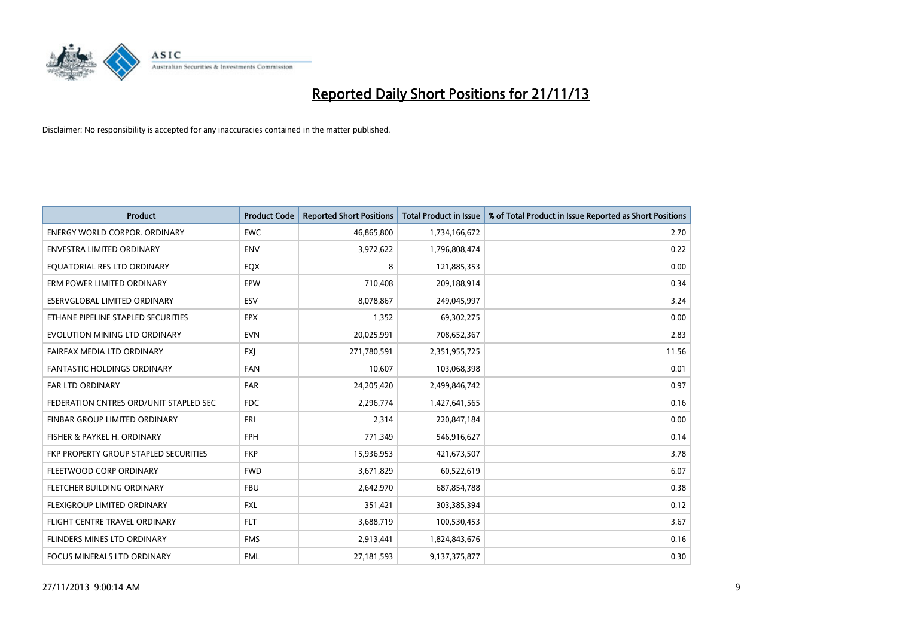# Reported Daily Short Positions for 21/11/13

Disclaimer: No responsibility is accepted for any inaccuracies contained in the matter published.

| Product | Product Code | Reported Short Positions | Total Product in Issue | % of Total Product in Issue Reported as Short Positions |
|---|---|---|---|---|
| ENERGY WORLD CORPOR. ORDINARY | EWC | 46,865,800 | 1,734,166,672 | 2.70 |
| ENVESTRA LIMITED ORDINARY | ENV | 3,972,622 | 1,796,808,474 | 0.22 |
| EQUATORIAL RES LTD ORDINARY | EQX | 8 | 121,885,353 | 0.00 |
| ERM POWER LIMITED ORDINARY | EPW | 710,408 | 209,188,914 | 0.34 |
| ESERVGLOBAL LIMITED ORDINARY | ESV | 8,078,867 | 249,045,997 | 3.24 |
| ETHANE PIPELINE STAPLED SECURITIES | EPX | 1,352 | 69,302,275 | 0.00 |
| EVOLUTION MINING LTD ORDINARY | EVN | 20,025,991 | 708,652,367 | 2.83 |
| FAIRFAX MEDIA LTD ORDINARY | FXJ | 271,780,591 | 2,351,955,725 | 11.56 |
| FANTASTIC HOLDINGS ORDINARY | FAN | 10,607 | 103,068,398 | 0.01 |
| FAR LTD ORDINARY | FAR | 24,205,420 | 2,499,846,742 | 0.97 |
| FEDERATION CNTRES ORD/UNIT STAPLED SEC | FDC | 2,296,774 | 1,427,641,565 | 0.16 |
| FINBAR GROUP LIMITED ORDINARY | FRI | 2,314 | 220,847,184 | 0.00 |
| FISHER & PAYKEL H. ORDINARY | FPH | 771,349 | 546,916,627 | 0.14 |
| FKP PROPERTY GROUP STAPLED SECURITIES | FKP | 15,936,953 | 421,673,507 | 3.78 |
| FLEETWOOD CORP ORDINARY | FWD | 3,671,829 | 60,522,619 | 6.07 |
| FLETCHER BUILDING ORDINARY | FBU | 2,642,970 | 687,854,788 | 0.38 |
| FLEXIGROUP LIMITED ORDINARY | FXL | 351,421 | 303,385,394 | 0.12 |
| FLIGHT CENTRE TRAVEL ORDINARY | FLT | 3,688,719 | 100,530,453 | 3.67 |
| FLINDERS MINES LTD ORDINARY | FMS | 2,913,441 | 1,824,843,676 | 0.16 |
| FOCUS MINERALS LTD ORDINARY | FML | 27,181,593 | 9,137,375,877 | 0.30 |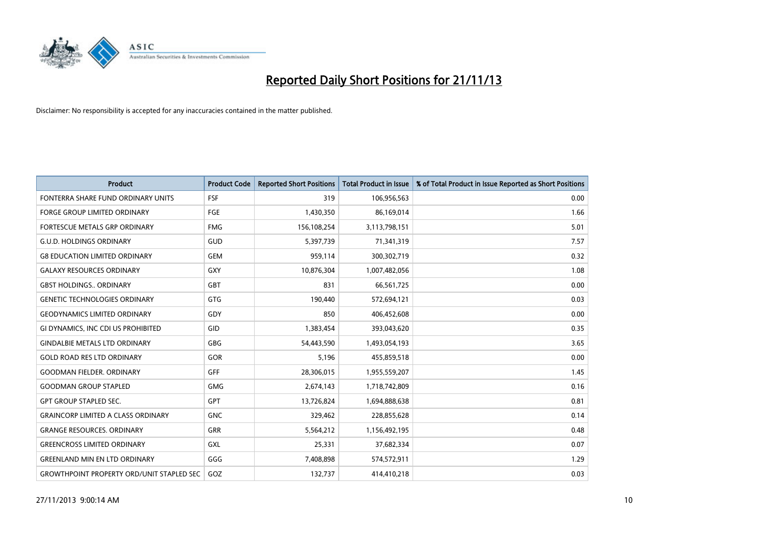# Reported Daily Short Positions for 21/11/13

Disclaimer: No responsibility is accepted for any inaccuracies contained in the matter published.

| Product | Product Code | Reported Short Positions | Total Product in Issue | % of Total Product in Issue Reported as Short Positions |
|---|---|---|---|---|
| FONTERRA SHARE FUND ORDINARY UNITS | FSF | 319 | 106,956,563 | 0.00 |
| FORGE GROUP LIMITED ORDINARY | FGE | 1,430,350 | 86,169,014 | 1.66 |
| FORTESCUE METALS GRP ORDINARY | FMG | 156,108,254 | 3,113,798,151 | 5.01 |
| G.U.D. HOLDINGS ORDINARY | GUD | 5,397,739 | 71,341,319 | 7.57 |
| G8 EDUCATION LIMITED ORDINARY | GEM | 959,114 | 300,302,719 | 0.32 |
| GALAXY RESOURCES ORDINARY | GXY | 10,876,304 | 1,007,482,056 | 1.08 |
| GBST HOLDINGS.. ORDINARY | GBT | 831 | 66,561,725 | 0.00 |
| GENETIC TECHNOLOGIES ORDINARY | GTG | 190,440 | 572,694,121 | 0.03 |
| GEODYNAMICS LIMITED ORDINARY | GDY | 850 | 406,452,608 | 0.00 |
| GI DYNAMICS, INC CDI US PROHIBITED | GID | 1,383,454 | 393,043,620 | 0.35 |
| GINDALBIE METALS LTD ORDINARY | GBG | 54,443,590 | 1,493,054,193 | 3.65 |
| GOLD ROAD RES LTD ORDINARY | GOR | 5,196 | 455,859,518 | 0.00 |
| GOODMAN FIELDER. ORDINARY | GFF | 28,306,015 | 1,955,559,207 | 1.45 |
| GOODMAN GROUP STAPLED | GMG | 2,674,143 | 1,718,742,809 | 0.16 |
| GPT GROUP STAPLED SEC. | GPT | 13,726,824 | 1,694,888,638 | 0.81 |
| GRAINCORP LIMITED A CLASS ORDINARY | GNC | 329,462 | 228,855,628 | 0.14 |
| GRANGE RESOURCES. ORDINARY | GRR | 5,564,212 | 1,156,492,195 | 0.48 |
| GREENCROSS LIMITED ORDINARY | GXL | 25,331 | 37,682,334 | 0.07 |
| GREENLAND MIN EN LTD ORDINARY | GGG | 7,408,898 | 574,572,911 | 1.29 |
| GROWTHPOINT PROPERTY ORD/UNIT STAPLED SEC | GOZ | 132,737 | 414,410,218 | 0.03 |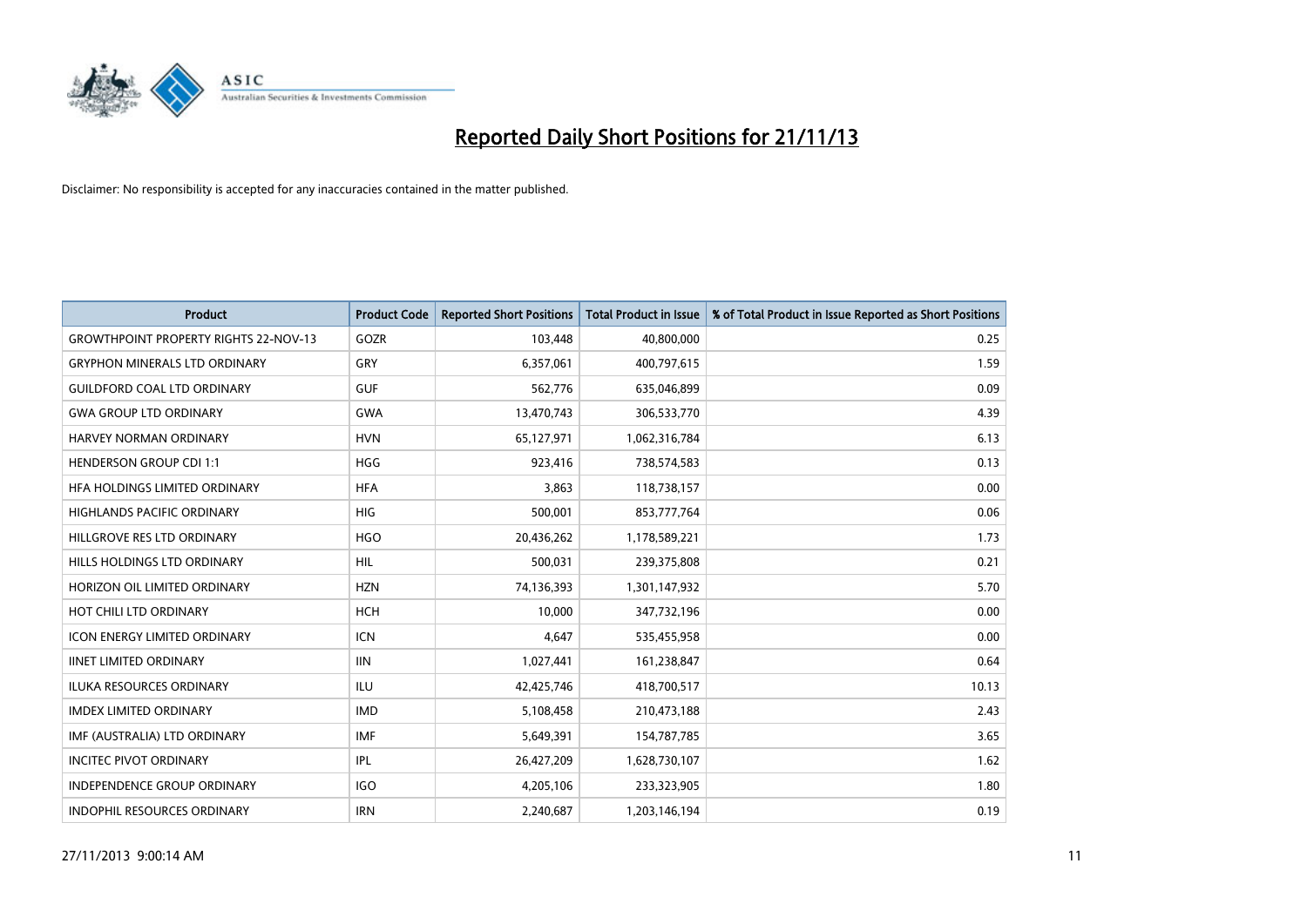# Reported Daily Short Positions for 21/11/13

Disclaimer: No responsibility is accepted for any inaccuracies contained in the matter published.

| Product | Product Code | Reported Short Positions | Total Product in Issue | % of Total Product in Issue Reported as Short Positions |
|---|---|---|---|---|
| GROWTHPOINT PROPERTY RIGHTS 22-NOV-13 | GOZR | 103,448 | 40,800,000 | 0.25 |
| GRYPHON MINERALS LTD ORDINARY | GRY | 6,357,061 | 400,797,615 | 1.59 |
| GUILDFORD COAL LTD ORDINARY | GUF | 562,776 | 635,046,899 | 0.09 |
| GWA GROUP LTD ORDINARY | GWA | 13,470,743 | 306,533,770 | 4.39 |
| HARVEY NORMAN ORDINARY | HVN | 65,127,971 | 1,062,316,784 | 6.13 |
| HENDERSON GROUP CDI 1:1 | HGG | 923,416 | 738,574,583 | 0.13 |
| HFA HOLDINGS LIMITED ORDINARY | HFA | 3,863 | 118,738,157 | 0.00 |
| HIGHLANDS PACIFIC ORDINARY | HIG | 500,001 | 853,777,764 | 0.06 |
| HILLGROVE RES LTD ORDINARY | HGO | 20,436,262 | 1,178,589,221 | 1.73 |
| HILLS HOLDINGS LTD ORDINARY | HIL | 500,031 | 239,375,808 | 0.21 |
| HORIZON OIL LIMITED ORDINARY | HZN | 74,136,393 | 1,301,147,932 | 5.70 |
| HOT CHILI LTD ORDINARY | HCH | 10,000 | 347,732,196 | 0.00 |
| ICON ENERGY LIMITED ORDINARY | ICN | 4,647 | 535,455,958 | 0.00 |
| IINET LIMITED ORDINARY | IIN | 1,027,441 | 161,238,847 | 0.64 |
| ILUKA RESOURCES ORDINARY | ILU | 42,425,746 | 418,700,517 | 10.13 |
| IMDEX LIMITED ORDINARY | IMD | 5,108,458 | 210,473,188 | 2.43 |
| IMF (AUSTRALIA) LTD ORDINARY | IMF | 5,649,391 | 154,787,785 | 3.65 |
| INCITEC PIVOT ORDINARY | IPL | 26,427,209 | 1,628,730,107 | 1.62 |
| INDEPENDENCE GROUP ORDINARY | IGO | 4,205,106 | 233,323,905 | 1.80 |
| INDOPHIL RESOURCES ORDINARY | IRN | 2,240,687 | 1,203,146,194 | 0.19 |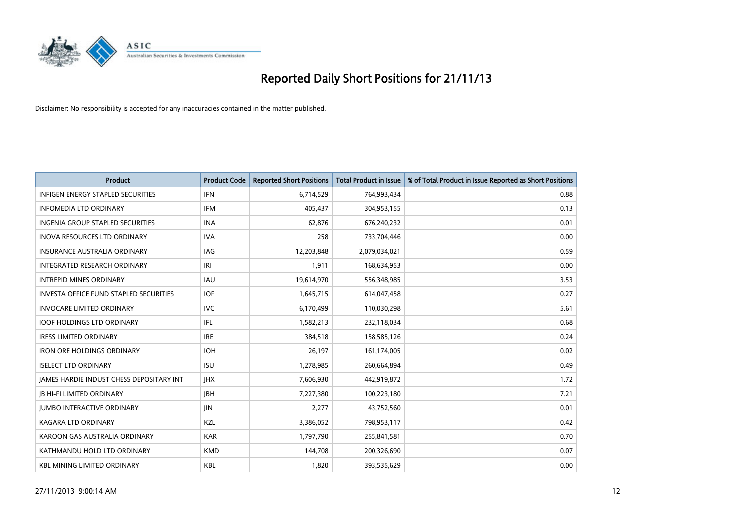# Reported Daily Short Positions for 21/11/13

Disclaimer: No responsibility is accepted for any inaccuracies contained in the matter published.

| Product | Product Code | Reported Short Positions | Total Product in Issue | % of Total Product in Issue Reported as Short Positions |
|---|---|---|---|---|
| INFIGEN ENERGY STAPLED SECURITIES | IFN | 6,714,529 | 764,993,434 | 0.88 |
| INFOMEDIA LTD ORDINARY | IFM | 405,437 | 304,953,155 | 0.13 |
| INGENIA GROUP STAPLED SECURITIES | INA | 62,876 | 676,240,232 | 0.01 |
| INOVA RESOURCES LTD ORDINARY | IVA | 258 | 733,704,446 | 0.00 |
| INSURANCE AUSTRALIA ORDINARY | IAG | 12,203,848 | 2,079,034,021 | 0.59 |
| INTEGRATED RESEARCH ORDINARY | IRI | 1,911 | 168,634,953 | 0.00 |
| INTREPID MINES ORDINARY | IAU | 19,614,970 | 556,348,985 | 3.53 |
| INVESTA OFFICE FUND STAPLED SECURITIES | IOF | 1,645,715 | 614,047,458 | 0.27 |
| INVOCARE LIMITED ORDINARY | IVC | 6,170,499 | 110,030,298 | 5.61 |
| IOOF HOLDINGS LTD ORDINARY | IFL | 1,582,213 | 232,118,034 | 0.68 |
| IRESS LIMITED ORDINARY | IRE | 384,518 | 158,585,126 | 0.24 |
| IRON ORE HOLDINGS ORDINARY | IOH | 26,197 | 161,174,005 | 0.02 |
| ISELECT LTD ORDINARY | ISU | 1,278,985 | 260,664,894 | 0.49 |
| JAMES HARDIE INDUST CHESS DEPOSITARY INT | JHX | 7,606,930 | 442,919,872 | 1.72 |
| JB HI-FI LIMITED ORDINARY | JBH | 7,227,380 | 100,223,180 | 7.21 |
| JUMBO INTERACTIVE ORDINARY | JIN | 2,277 | 43,752,560 | 0.01 |
| KAGARA LTD ORDINARY | KZL | 3,386,052 | 798,953,117 | 0.42 |
| KAROON GAS AUSTRALIA ORDINARY | KAR | 1,797,790 | 255,841,581 | 0.70 |
| KATHMANDU HOLD LTD ORDINARY | KMD | 144,708 | 200,326,690 | 0.07 |
| KBL MINING LIMITED ORDINARY | KBL | 1,820 | 393,535,629 | 0.00 |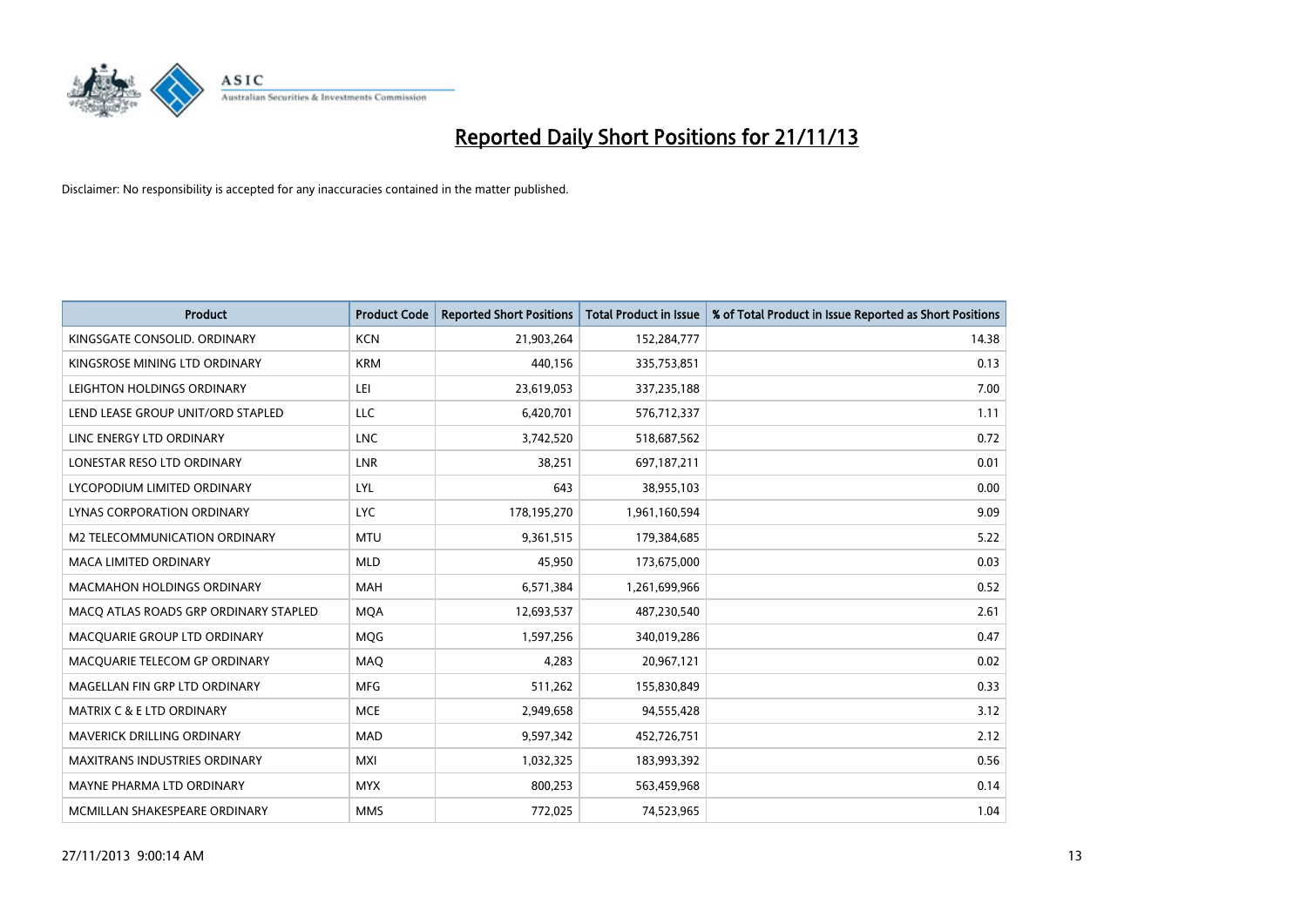# Reported Daily Short Positions for 21/11/13

Disclaimer: No responsibility is accepted for any inaccuracies contained in the matter published.

| Product | Product Code | Reported Short Positions | Total Product in Issue | % of Total Product in Issue Reported as Short Positions |
|---|---|---|---|---|
| KINGSGATE CONSOLID. ORDINARY | KCN | 21,903,264 | 152,284,777 | 14.38 |
| KINGSROSE MINING LTD ORDINARY | KRM | 440,156 | 335,753,851 | 0.13 |
| LEIGHTON HOLDINGS ORDINARY | LEI | 23,619,053 | 337,235,188 | 7.00 |
| LEND LEASE GROUP UNIT/ORD STAPLED | LLC | 6,420,701 | 576,712,337 | 1.11 |
| LINC ENERGY LTD ORDINARY | LNC | 3,742,520 | 518,687,562 | 0.72 |
| LONESTAR RESO LTD ORDINARY | LNR | 38,251 | 697,187,211 | 0.01 |
| LYCOPODIUM LIMITED ORDINARY | LYL | 643 | 38,955,103 | 0.00 |
| LYNAS CORPORATION ORDINARY | LYC | 178,195,270 | 1,961,160,594 | 9.09 |
| M2 TELECOMMUNICATION ORDINARY | MTU | 9,361,515 | 179,384,685 | 5.22 |
| MACA LIMITED ORDINARY | MLD | 45,950 | 173,675,000 | 0.03 |
| MACMAHON HOLDINGS ORDINARY | MAH | 6,571,384 | 1,261,699,966 | 0.52 |
| MACQ ATLAS ROADS GRP ORDINARY STAPLED | MQA | 12,693,537 | 487,230,540 | 2.61 |
| MACQUARIE GROUP LTD ORDINARY | MQG | 1,597,256 | 340,019,286 | 0.47 |
| MACQUARIE TELECOM GP ORDINARY | MAQ | 4,283 | 20,967,121 | 0.02 |
| MAGELLAN FIN GRP LTD ORDINARY | MFG | 511,262 | 155,830,849 | 0.33 |
| MATRIX C & E LTD ORDINARY | MCE | 2,949,658 | 94,555,428 | 3.12 |
| MAVERICK DRILLING ORDINARY | MAD | 9,597,342 | 452,726,751 | 2.12 |
| MAXITRANS INDUSTRIES ORDINARY | MXI | 1,032,325 | 183,993,392 | 0.56 |
| MAYNE PHARMA LTD ORDINARY | MYX | 800,253 | 563,459,968 | 0.14 |
| MCMILLAN SHAKESPEARE ORDINARY | MMS | 772,025 | 74,523,965 | 1.04 |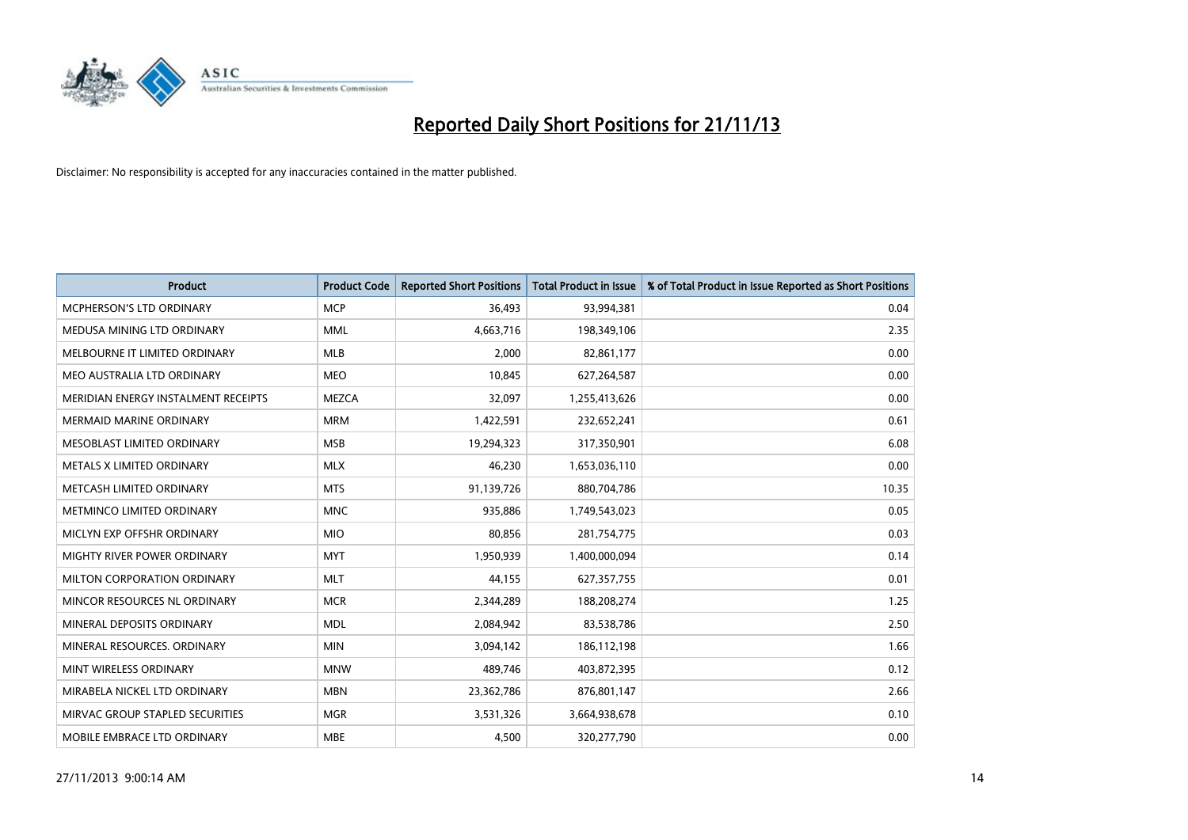# Reported Daily Short Positions for 21/11/13

Disclaimer: No responsibility is accepted for any inaccuracies contained in the matter published.

| Product | Product Code | Reported Short Positions | Total Product in Issue | % of Total Product in Issue Reported as Short Positions |
|---|---|---|---|---|
| MCPHERSON'S LTD ORDINARY | MCP | 36,493 | 93,994,381 | 0.04 |
| MEDUSA MINING LTD ORDINARY | MML | 4,663,716 | 198,349,106 | 2.35 |
| MELBOURNE IT LIMITED ORDINARY | MLB | 2,000 | 82,861,177 | 0.00 |
| MEO AUSTRALIA LTD ORDINARY | MEO | 10,845 | 627,264,587 | 0.00 |
| MERIDIAN ENERGY INSTALMENT RECEIPTS | MEZCA | 32,097 | 1,255,413,626 | 0.00 |
| MERMAID MARINE ORDINARY | MRM | 1,422,591 | 232,652,241 | 0.61 |
| MESOBLAST LIMITED ORDINARY | MSB | 19,294,323 | 317,350,901 | 6.08 |
| METALS X LIMITED ORDINARY | MLX | 46,230 | 1,653,036,110 | 0.00 |
| METCASH LIMITED ORDINARY | MTS | 91,139,726 | 880,704,786 | 10.35 |
| METMINCO LIMITED ORDINARY | MNC | 935,886 | 1,749,543,023 | 0.05 |
| MICLYN EXP OFFSHR ORDINARY | MIO | 80,856 | 281,754,775 | 0.03 |
| MIGHTY RIVER POWER ORDINARY | MYT | 1,950,939 | 1,400,000,094 | 0.14 |
| MILTON CORPORATION ORDINARY | MLT | 44,155 | 627,357,755 | 0.01 |
| MINCOR RESOURCES NL ORDINARY | MCR | 2,344,289 | 188,208,274 | 1.25 |
| MINERAL DEPOSITS ORDINARY | MDL | 2,084,942 | 83,538,786 | 2.50 |
| MINERAL RESOURCES. ORDINARY | MIN | 3,094,142 | 186,112,198 | 1.66 |
| MINT WIRELESS ORDINARY | MNW | 489,746 | 403,872,395 | 0.12 |
| MIRABELA NICKEL LTD ORDINARY | MBN | 23,362,786 | 876,801,147 | 2.66 |
| MIRVAC GROUP STAPLED SECURITIES | MGR | 3,531,326 | 3,664,938,678 | 0.10 |
| MOBILE EMBRACE LTD ORDINARY | MBE | 4,500 | 320,277,790 | 0.00 |

27/11/2013 9:00:14 AM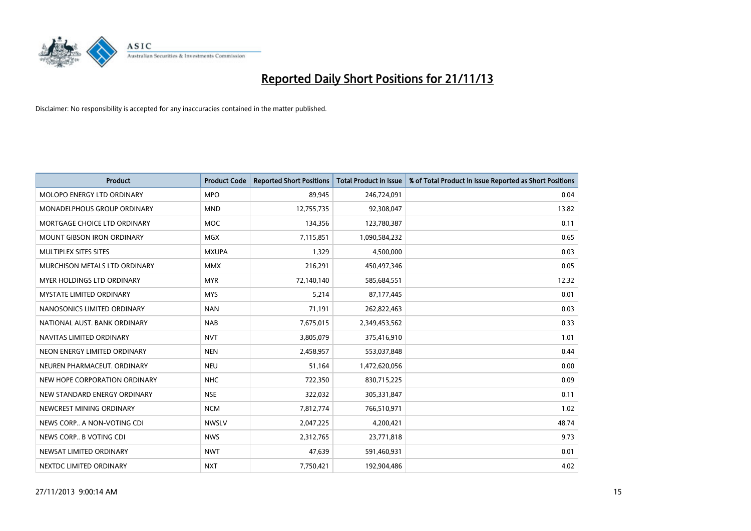# Reported Daily Short Positions for 21/11/13

Disclaimer: No responsibility is accepted for any inaccuracies contained in the matter published.

| Product | Product Code | Reported Short Positions | Total Product in Issue | % of Total Product in Issue Reported as Short Positions |
| --- | --- | --- | --- | --- |
| MOLOPO ENERGY LTD ORDINARY | MPO | 89,945 | 246,724,091 | 0.04 |
| MONADELPHOUS GROUP ORDINARY | MND | 12,755,735 | 92,308,047 | 13.82 |
| MORTGAGE CHOICE LTD ORDINARY | MOC | 134,356 | 123,780,387 | 0.11 |
| MOUNT GIBSON IRON ORDINARY | MGX | 7,115,851 | 1,090,584,232 | 0.65 |
| MULTIPLEX SITES SITES | MXUPA | 1,329 | 4,500,000 | 0.03 |
| MURCHISON METALS LTD ORDINARY | MMX | 216,291 | 450,497,346 | 0.05 |
| MYER HOLDINGS LTD ORDINARY | MYR | 72,140,140 | 585,684,551 | 12.32 |
| MYSTATE LIMITED ORDINARY | MYS | 5,214 | 87,177,445 | 0.01 |
| NANOSONICS LIMITED ORDINARY | NAN | 71,191 | 262,822,463 | 0.03 |
| NATIONAL AUST. BANK ORDINARY | NAB | 7,675,015 | 2,349,453,562 | 0.33 |
| NAVITAS LIMITED ORDINARY | NVT | 3,805,079 | 375,416,910 | 1.01 |
| NEON ENERGY LIMITED ORDINARY | NEN | 2,458,957 | 553,037,848 | 0.44 |
| NEUREN PHARMACEUT. ORDINARY | NEU | 51,164 | 1,472,620,056 | 0.00 |
| NEW HOPE CORPORATION ORDINARY | NHC | 722,350 | 830,715,225 | 0.09 |
| NEW STANDARD ENERGY ORDINARY | NSE | 322,032 | 305,331,847 | 0.11 |
| NEWCREST MINING ORDINARY | NCM | 7,812,774 | 766,510,971 | 1.02 |
| NEWS CORP.. A NON-VOTING CDI | NWSLV | 2,047,225 | 4,200,421 | 48.74 |
| NEWS CORP.. B VOTING CDI | NWS | 2,312,765 | 23,771,818 | 9.73 |
| NEWSAT LIMITED ORDINARY | NWT | 47,639 | 591,460,931 | 0.01 |
| NEXTDC LIMITED ORDINARY | NXT | 7,750,421 | 192,904,486 | 4.02 |

27/11/2013 9:00:14 AM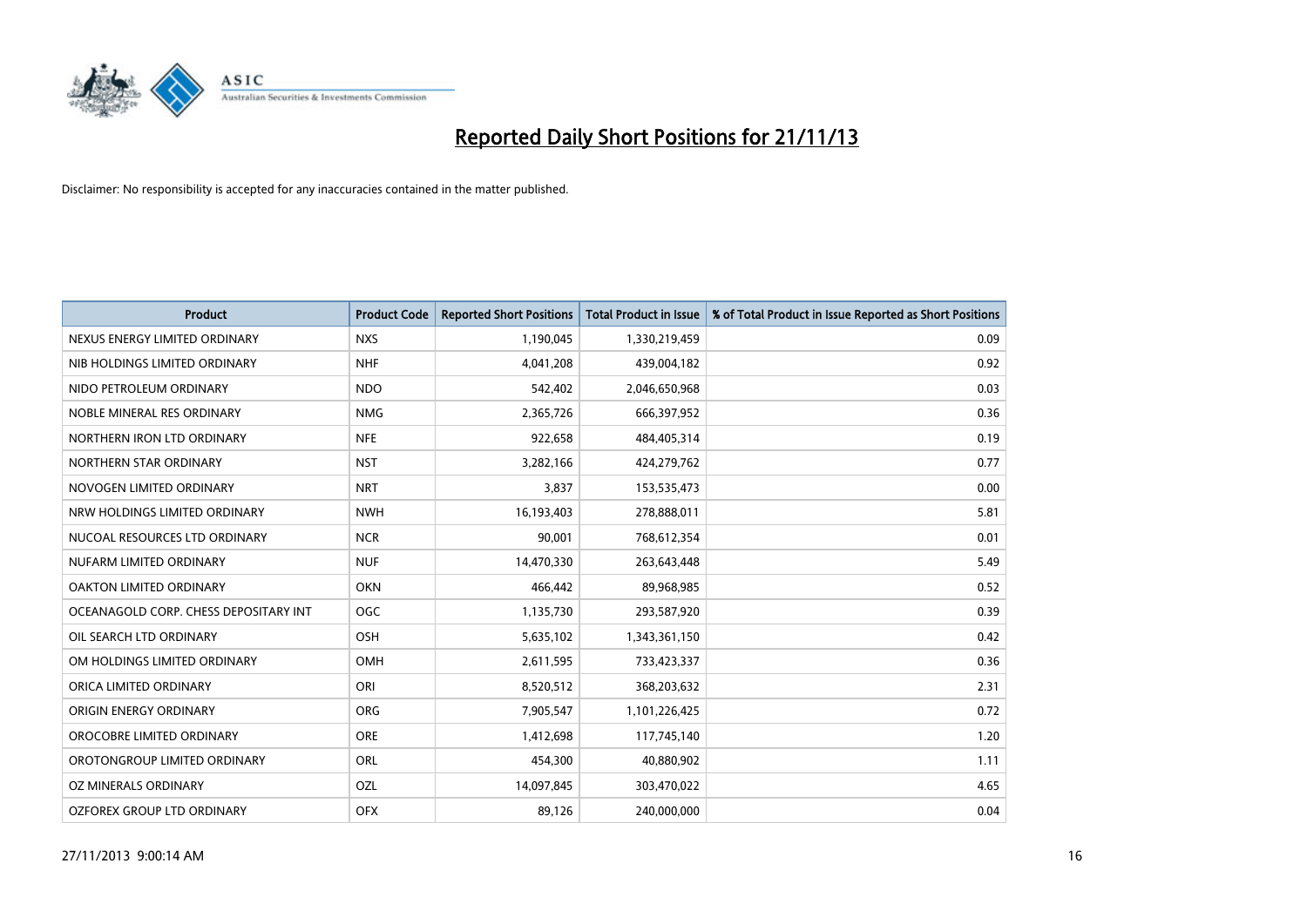# Reported Daily Short Positions for 21/11/13

Disclaimer: No responsibility is accepted for any inaccuracies contained in the matter published.

| Product | Product Code | Reported Short Positions | Total Product in Issue | % of Total Product in Issue Reported as Short Positions |
|---|---|---|---|---|
| NEXUS ENERGY LIMITED ORDINARY | NXS | 1,190,045 | 1,330,219,459 | 0.09 |
| NIB HOLDINGS LIMITED ORDINARY | NHF | 4,041,208 | 439,004,182 | 0.92 |
| NIDO PETROLEUM ORDINARY | NDO | 542,402 | 2,046,650,968 | 0.03 |
| NOBLE MINERAL RES ORDINARY | NMG | 2,365,726 | 666,397,952 | 0.36 |
| NORTHERN IRON LTD ORDINARY | NFE | 922,658 | 484,405,314 | 0.19 |
| NORTHERN STAR ORDINARY | NST | 3,282,166 | 424,279,762 | 0.77 |
| NOVOGEN LIMITED ORDINARY | NRT | 3,837 | 153,535,473 | 0.00 |
| NRW HOLDINGS LIMITED ORDINARY | NWH | 16,193,403 | 278,888,011 | 5.81 |
| NUCOAL RESOURCES LTD ORDINARY | NCR | 90,001 | 768,612,354 | 0.01 |
| NUFARM LIMITED ORDINARY | NUF | 14,470,330 | 263,643,448 | 5.49 |
| OAKTON LIMITED ORDINARY | OKN | 466,442 | 89,968,985 | 0.52 |
| OCEANAGOLD CORP. CHESS DEPOSITARY INT | OGC | 1,135,730 | 293,587,920 | 0.39 |
| OIL SEARCH LTD ORDINARY | OSH | 5,635,102 | 1,343,361,150 | 0.42 |
| OM HOLDINGS LIMITED ORDINARY | OMH | 2,611,595 | 733,423,337 | 0.36 |
| ORICA LIMITED ORDINARY | ORI | 8,520,512 | 368,203,632 | 2.31 |
| ORIGIN ENERGY ORDINARY | ORG | 7,905,547 | 1,101,226,425 | 0.72 |
| OROCOBRE LIMITED ORDINARY | ORE | 1,412,698 | 117,745,140 | 1.20 |
| OROTONGROUP LIMITED ORDINARY | ORL | 454,300 | 40,880,902 | 1.11 |
| OZ MINERALS ORDINARY | OZL | 14,097,845 | 303,470,022 | 4.65 |
| OZFOREX GROUP LTD ORDINARY | OFX | 89,126 | 240,000,000 | 0.04 |

27/11/2013 9:00:14 AM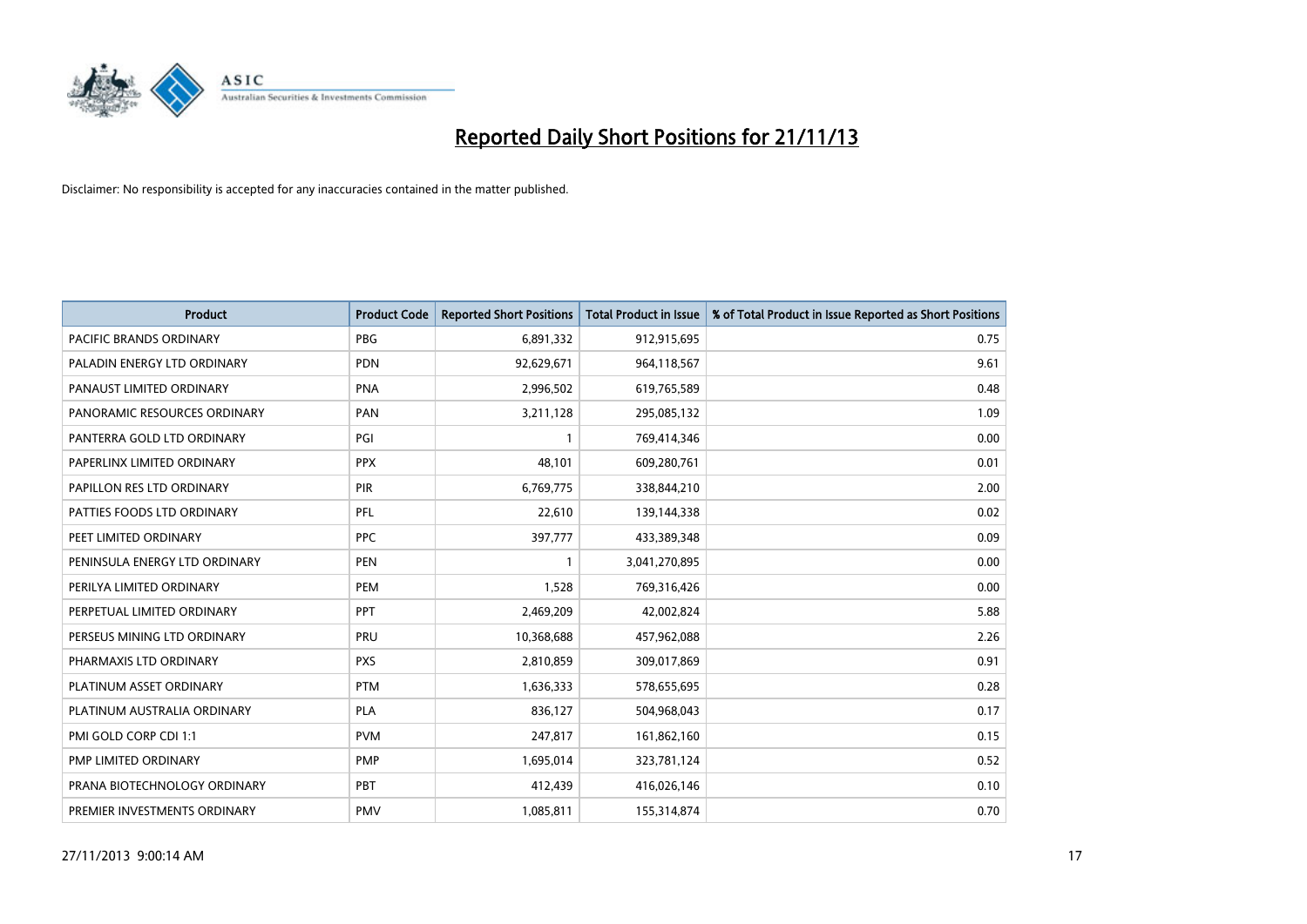# Reported Daily Short Positions for 21/11/13

Disclaimer: No responsibility is accepted for any inaccuracies contained in the matter published.

| Product | Product Code | Reported Short Positions | Total Product in Issue | % of Total Product in Issue Reported as Short Positions |
|---|---|---|---|---|
| PACIFIC BRANDS ORDINARY | PBG | 6,891,332 | 912,915,695 | 0.75 |
| PALADIN ENERGY LTD ORDINARY | PDN | 92,629,671 | 964,118,567 | 9.61 |
| PANAUST LIMITED ORDINARY | PNA | 2,996,502 | 619,765,589 | 0.48 |
| PANORAMIC RESOURCES ORDINARY | PAN | 3,211,128 | 295,085,132 | 1.09 |
| PANTERRA GOLD LTD ORDINARY | PGI | 1 | 769,414,346 | 0.00 |
| PAPERLINX LIMITED ORDINARY | PPX | 48,101 | 609,280,761 | 0.01 |
| PAPILLON RES LTD ORDINARY | PIR | 6,769,775 | 338,844,210 | 2.00 |
| PATTIES FOODS LTD ORDINARY | PFL | 22,610 | 139,144,338 | 0.02 |
| PEET LIMITED ORDINARY | PPC | 397,777 | 433,389,348 | 0.09 |
| PENINSULA ENERGY LTD ORDINARY | PEN | 1 | 3,041,270,895 | 0.00 |
| PERILYA LIMITED ORDINARY | PEM | 1,528 | 769,316,426 | 0.00 |
| PERPETUAL LIMITED ORDINARY | PPT | 2,469,209 | 42,002,824 | 5.88 |
| PERSEUS MINING LTD ORDINARY | PRU | 10,368,688 | 457,962,088 | 2.26 |
| PHARMAXIS LTD ORDINARY | PXS | 2,810,859 | 309,017,869 | 0.91 |
| PLATINUM ASSET ORDINARY | PTM | 1,636,333 | 578,655,695 | 0.28 |
| PLATINUM AUSTRALIA ORDINARY | PLA | 836,127 | 504,968,043 | 0.17 |
| PMI GOLD CORP CDI 1:1 | PVM | 247,817 | 161,862,160 | 0.15 |
| PMP LIMITED ORDINARY | PMP | 1,695,014 | 323,781,124 | 0.52 |
| PRANA BIOTECHNOLOGY ORDINARY | PBT | 412,439 | 416,026,146 | 0.10 |
| PREMIER INVESTMENTS ORDINARY | PMV | 1,085,811 | 155,314,874 | 0.70 |

27/11/2013 9:00:14 AM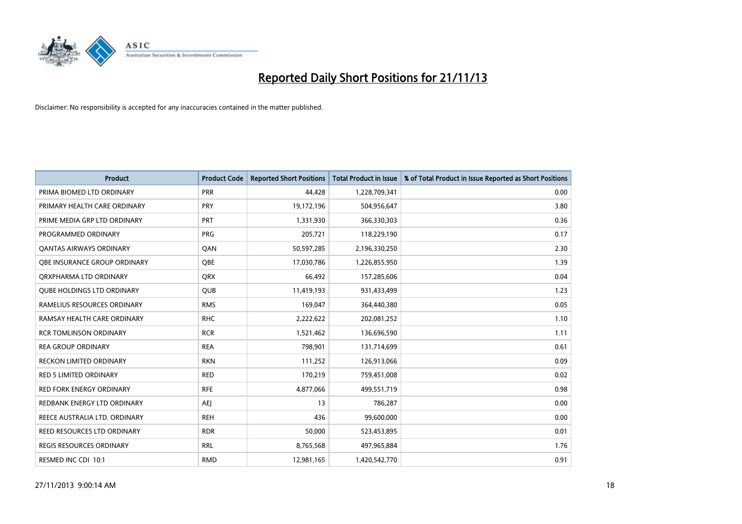# Reported Daily Short Positions for 21/11/13

Disclaimer: No responsibility is accepted for any inaccuracies contained in the matter published.

| Product | Product Code | Reported Short Positions | Total Product in Issue | % of Total Product in Issue Reported as Short Positions |
| --- | --- | --- | --- | --- |
| PRIMA BIOMED LTD ORDINARY | PRR | 44,428 | 1,228,709,341 | 0.00 |
| PRIMARY HEALTH CARE ORDINARY | PRY | 19,172,196 | 504,956,647 | 3.80 |
| PRIME MEDIA GRP LTD ORDINARY | PRT | 1,331,930 | 366,330,303 | 0.36 |
| PROGRAMMED ORDINARY | PRG | 205,721 | 118,229,190 | 0.17 |
| QANTAS AIRWAYS ORDINARY | QAN | 50,597,285 | 2,196,330,250 | 2.30 |
| QBE INSURANCE GROUP ORDINARY | QBE | 17,030,786 | 1,226,855,950 | 1.39 |
| QRXPHARMA LTD ORDINARY | QRX | 66,492 | 157,285,606 | 0.04 |
| QUBE HOLDINGS LTD ORDINARY | QUB | 11,419,193 | 931,433,499 | 1.23 |
| RAMELIUS RESOURCES ORDINARY | RMS | 169,047 | 364,440,380 | 0.05 |
| RAMSAY HEALTH CARE ORDINARY | RHC | 2,222,622 | 202,081,252 | 1.10 |
| RCR TOMLINSON ORDINARY | RCR | 1,521,462 | 136,696,590 | 1.11 |
| REA GROUP ORDINARY | REA | 798,901 | 131,714,699 | 0.61 |
| RECKON LIMITED ORDINARY | RKN | 111,252 | 126,913,066 | 0.09 |
| RED 5 LIMITED ORDINARY | RED | 170,219 | 759,451,008 | 0.02 |
| RED FORK ENERGY ORDINARY | RFE | 4,877,066 | 499,551,719 | 0.98 |
| REDBANK ENERGY LTD ORDINARY | AEJ | 13 | 786,287 | 0.00 |
| REECE AUSTRALIA LTD. ORDINARY | REH | 436 | 99,600,000 | 0.00 |
| REED RESOURCES LTD ORDINARY | RDR | 50,000 | 523,453,895 | 0.01 |
| REGIS RESOURCES ORDINARY | RRL | 8,765,568 | 497,965,884 | 1.76 |
| RESMED INC CDI 10:1 | RMD | 12,981,165 | 1,420,542,770 | 0.91 |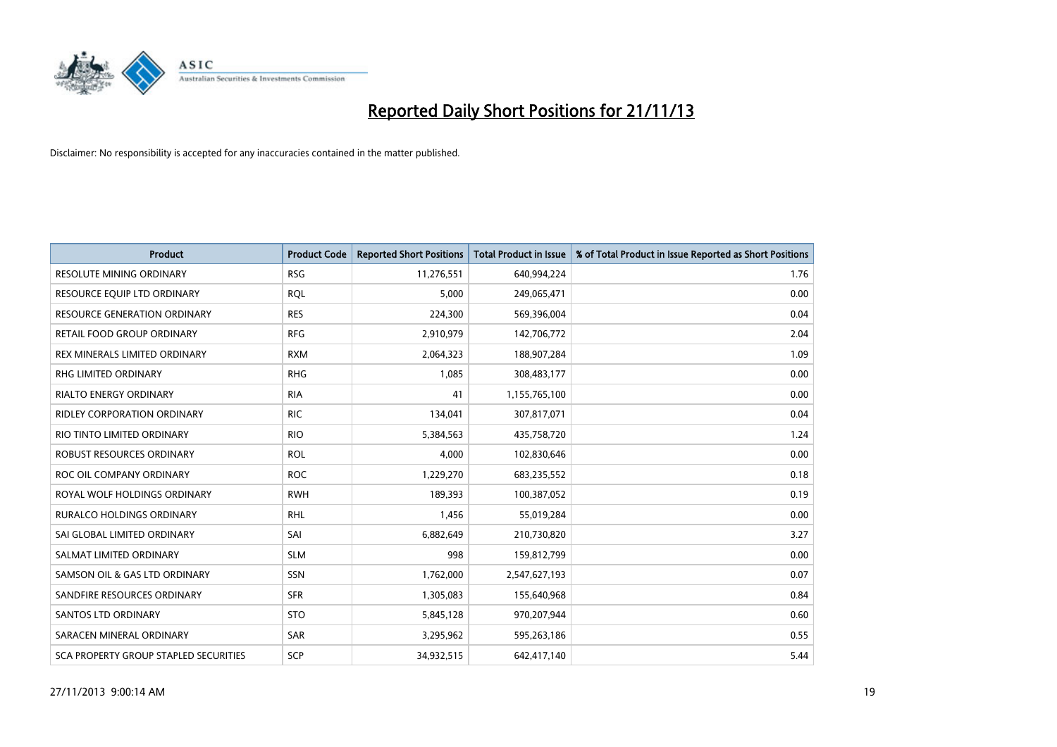# Reported Daily Short Positions for 21/11/13

Disclaimer: No responsibility is accepted for any inaccuracies contained in the matter published.

| Product | Product Code | Reported Short Positions | Total Product in Issue | % of Total Product in Issue Reported as Short Positions |
|---|---|---|---|---|
| RESOLUTE MINING ORDINARY | RSG | 11,276,551 | 640,994,224 | 1.76 |
| RESOURCE EQUIP LTD ORDINARY | RQL | 5,000 | 249,065,471 | 0.00 |
| RESOURCE GENERATION ORDINARY | RES | 224,300 | 569,396,004 | 0.04 |
| RETAIL FOOD GROUP ORDINARY | RFG | 2,910,979 | 142,706,772 | 2.04 |
| REX MINERALS LIMITED ORDINARY | RXM | 2,064,323 | 188,907,284 | 1.09 |
| RHG LIMITED ORDINARY | RHG | 1,085 | 308,483,177 | 0.00 |
| RIALTO ENERGY ORDINARY | RIA | 41 | 1,155,765,100 | 0.00 |
| RIDLEY CORPORATION ORDINARY | RIC | 134,041 | 307,817,071 | 0.04 |
| RIO TINTO LIMITED ORDINARY | RIO | 5,384,563 | 435,758,720 | 1.24 |
| ROBUST RESOURCES ORDINARY | ROL | 4,000 | 102,830,646 | 0.00 |
| ROC OIL COMPANY ORDINARY | ROC | 1,229,270 | 683,235,552 | 0.18 |
| ROYAL WOLF HOLDINGS ORDINARY | RWH | 189,393 | 100,387,052 | 0.19 |
| RURALCO HOLDINGS ORDINARY | RHL | 1,456 | 55,019,284 | 0.00 |
| SAI GLOBAL LIMITED ORDINARY | SAI | 6,882,649 | 210,730,820 | 3.27 |
| SALMAT LIMITED ORDINARY | SLM | 998 | 159,812,799 | 0.00 |
| SAMSON OIL & GAS LTD ORDINARY | SSN | 1,762,000 | 2,547,627,193 | 0.07 |
| SANDFIRE RESOURCES ORDINARY | SFR | 1,305,083 | 155,640,968 | 0.84 |
| SANTOS LTD ORDINARY | STO | 5,845,128 | 970,207,944 | 0.60 |
| SARACEN MINERAL ORDINARY | SAR | 3,295,962 | 595,263,186 | 0.55 |
| SCA PROPERTY GROUP STAPLED SECURITIES | SCP | 34,932,515 | 642,417,140 | 5.44 |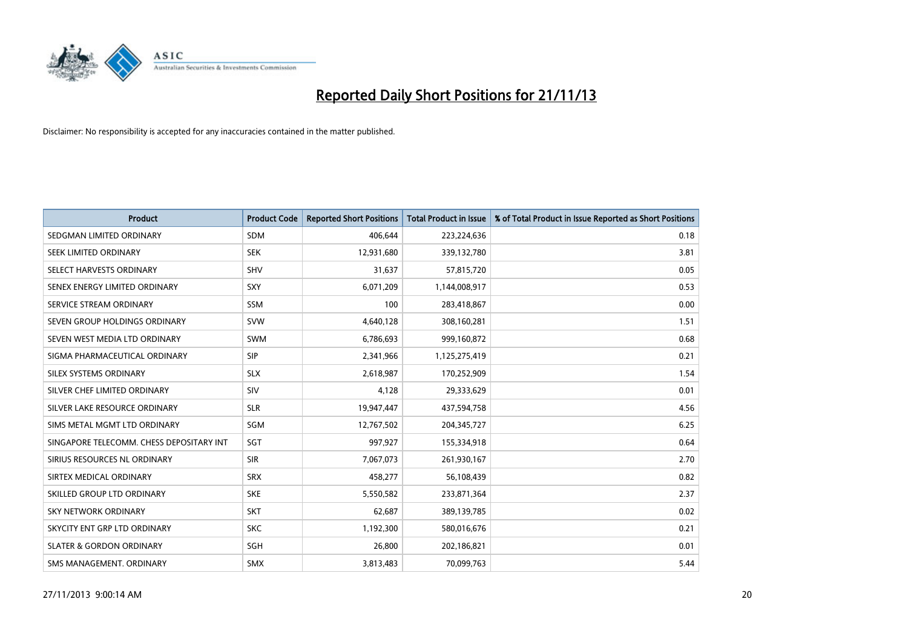# Reported Daily Short Positions for 21/11/13

Disclaimer: No responsibility is accepted for any inaccuracies contained in the matter published.

| Product | Product Code | Reported Short Positions | Total Product in Issue | % of Total Product in Issue Reported as Short Positions |
|---|---|---|---|---|
| SEDGMAN LIMITED ORDINARY | SDM | 406,644 | 223,224,636 | 0.18 |
| SEEK LIMITED ORDINARY | SEK | 12,931,680 | 339,132,780 | 3.81 |
| SELECT HARVESTS ORDINARY | SHV | 31,637 | 57,815,720 | 0.05 |
| SENEX ENERGY LIMITED ORDINARY | SXY | 6,071,209 | 1,144,008,917 | 0.53 |
| SERVICE STREAM ORDINARY | SSM | 100 | 283,418,867 | 0.00 |
| SEVEN GROUP HOLDINGS ORDINARY | SVW | 4,640,128 | 308,160,281 | 1.51 |
| SEVEN WEST MEDIA LTD ORDINARY | SWM | 6,786,693 | 999,160,872 | 0.68 |
| SIGMA PHARMACEUTICAL ORDINARY | SIP | 2,341,966 | 1,125,275,419 | 0.21 |
| SILEX SYSTEMS ORDINARY | SLX | 2,618,987 | 170,252,909 | 1.54 |
| SILVER CHEF LIMITED ORDINARY | SIV | 4,128 | 29,333,629 | 0.01 |
| SILVER LAKE RESOURCE ORDINARY | SLR | 19,947,447 | 437,594,758 | 4.56 |
| SIMS METAL MGMT LTD ORDINARY | SGM | 12,767,502 | 204,345,727 | 6.25 |
| SINGAPORE TELECOMM. CHESS DEPOSITARY INT | SGT | 997,927 | 155,334,918 | 0.64 |
| SIRIUS RESOURCES NL ORDINARY | SIR | 7,067,073 | 261,930,167 | 2.70 |
| SIRTEX MEDICAL ORDINARY | SRX | 458,277 | 56,108,439 | 0.82 |
| SKILLED GROUP LTD ORDINARY | SKE | 5,550,582 | 233,871,364 | 2.37 |
| SKY NETWORK ORDINARY | SKT | 62,687 | 389,139,785 | 0.02 |
| SKYCITY ENT GRP LTD ORDINARY | SKC | 1,192,300 | 580,016,676 | 0.21 |
| SLATER & GORDON ORDINARY | SGH | 26,800 | 202,186,821 | 0.01 |
| SMS MANAGEMENT. ORDINARY | SMX | 3,813,483 | 70,099,763 | 5.44 |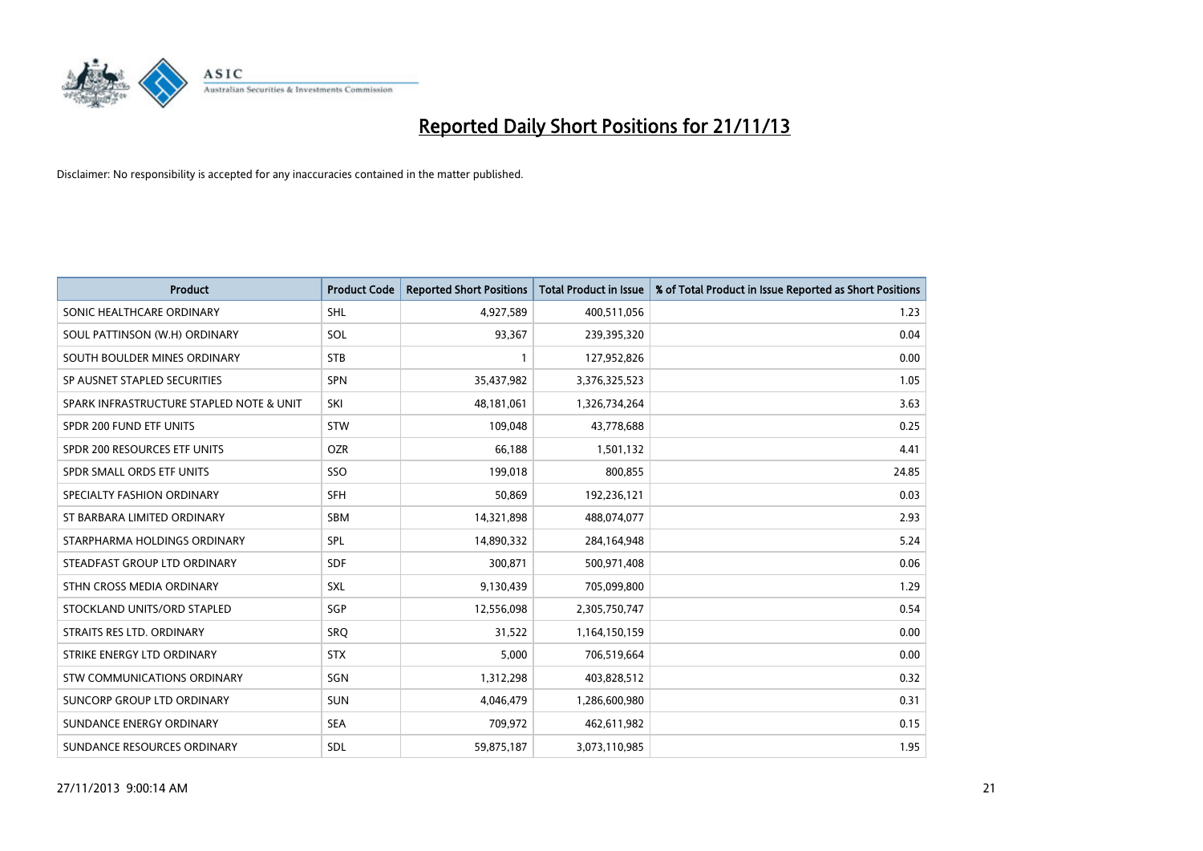# Reported Daily Short Positions for 21/11/13

Disclaimer: No responsibility is accepted for any inaccuracies contained in the matter published.

| Product | Product Code | Reported Short Positions | Total Product in Issue | % of Total Product in Issue Reported as Short Positions |
|---|---|---|---|---|
| SONIC HEALTHCARE ORDINARY | SHL | 4,927,589 | 400,511,056 | 1.23 |
| SOUL PATTINSON (W.H) ORDINARY | SOL | 93,367 | 239,395,320 | 0.04 |
| SOUTH BOULDER MINES ORDINARY | STB | 1 | 127,952,826 | 0.00 |
| SP AUSNET STAPLED SECURITIES | SPN | 35,437,982 | 3,376,325,523 | 1.05 |
| SPARK INFRASTRUCTURE STAPLED NOTE & UNIT | SKI | 48,181,061 | 1,326,734,264 | 3.63 |
| SPDR 200 FUND ETF UNITS | STW | 109,048 | 43,778,688 | 0.25 |
| SPDR 200 RESOURCES ETF UNITS | OZR | 66,188 | 1,501,132 | 4.41 |
| SPDR SMALL ORDS ETF UNITS | SSO | 199,018 | 800,855 | 24.85 |
| SPECIALTY FASHION ORDINARY | SFH | 50,869 | 192,236,121 | 0.03 |
| ST BARBARA LIMITED ORDINARY | SBM | 14,321,898 | 488,074,077 | 2.93 |
| STARPHARMA HOLDINGS ORDINARY | SPL | 14,890,332 | 284,164,948 | 5.24 |
| STEADFAST GROUP LTD ORDINARY | SDF | 300,871 | 500,971,408 | 0.06 |
| STHN CROSS MEDIA ORDINARY | SXL | 9,130,439 | 705,099,800 | 1.29 |
| STOCKLAND UNITS/ORD STAPLED | SGP | 12,556,098 | 2,305,750,747 | 0.54 |
| STRAITS RES LTD. ORDINARY | SRQ | 31,522 | 1,164,150,159 | 0.00 |
| STRIKE ENERGY LTD ORDINARY | STX | 5,000 | 706,519,664 | 0.00 |
| STW COMMUNICATIONS ORDINARY | SGN | 1,312,298 | 403,828,512 | 0.32 |
| SUNCORP GROUP LTD ORDINARY | SUN | 4,046,479 | 1,286,600,980 | 0.31 |
| SUNDANCE ENERGY ORDINARY | SEA | 709,972 | 462,611,982 | 0.15 |
| SUNDANCE RESOURCES ORDINARY | SDL | 59,875,187 | 3,073,110,985 | 1.95 |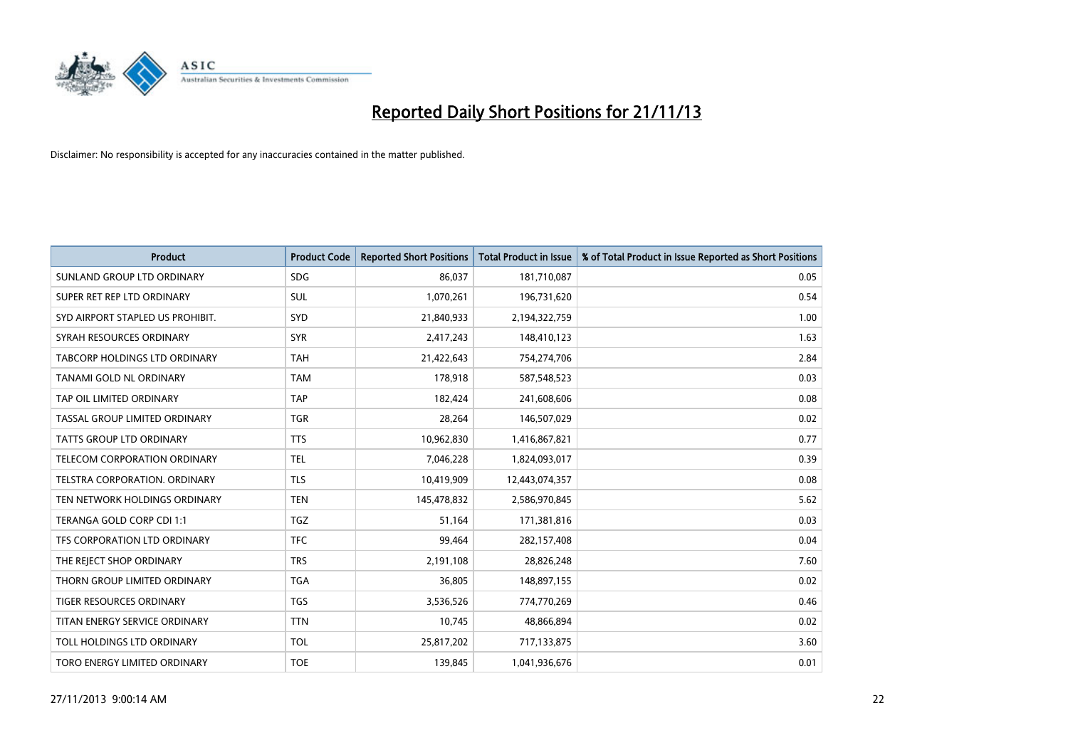# Reported Daily Short Positions for 21/11/13

Disclaimer: No responsibility is accepted for any inaccuracies contained in the matter published.

| Product | Product Code | Reported Short Positions | Total Product in Issue | % of Total Product in Issue Reported as Short Positions |
|---|---|---|---|---|
| SUNLAND GROUP LTD ORDINARY | SDG | 86,037 | 181,710,087 | 0.05 |
| SUPER RET REP LTD ORDINARY | SUL | 1,070,261 | 196,731,620 | 0.54 |
| SYD AIRPORT STAPLED US PROHIBIT. | SYD | 21,840,933 | 2,194,322,759 | 1.00 |
| SYRAH RESOURCES ORDINARY | SYR | 2,417,243 | 148,410,123 | 1.63 |
| TABCORP HOLDINGS LTD ORDINARY | TAH | 21,422,643 | 754,274,706 | 2.84 |
| TANAMI GOLD NL ORDINARY | TAM | 178,918 | 587,548,523 | 0.03 |
| TAP OIL LIMITED ORDINARY | TAP | 182,424 | 241,608,606 | 0.08 |
| TASSAL GROUP LIMITED ORDINARY | TGR | 28,264 | 146,507,029 | 0.02 |
| TATTS GROUP LTD ORDINARY | TTS | 10,962,830 | 1,416,867,821 | 0.77 |
| TELECOM CORPORATION ORDINARY | TEL | 7,046,228 | 1,824,093,017 | 0.39 |
| TELSTRA CORPORATION. ORDINARY | TLS | 10,419,909 | 12,443,074,357 | 0.08 |
| TEN NETWORK HOLDINGS ORDINARY | TEN | 145,478,832 | 2,586,970,845 | 5.62 |
| TERANGA GOLD CORP CDI 1:1 | TGZ | 51,164 | 171,381,816 | 0.03 |
| TFS CORPORATION LTD ORDINARY | TFC | 99,464 | 282,157,408 | 0.04 |
| THE REJECT SHOP ORDINARY | TRS | 2,191,108 | 28,826,248 | 7.60 |
| THORN GROUP LIMITED ORDINARY | TGA | 36,805 | 148,897,155 | 0.02 |
| TIGER RESOURCES ORDINARY | TGS | 3,536,526 | 774,770,269 | 0.46 |
| TITAN ENERGY SERVICE ORDINARY | TTN | 10,745 | 48,866,894 | 0.02 |
| TOLL HOLDINGS LTD ORDINARY | TOL | 25,817,202 | 717,133,875 | 3.60 |
| TORO ENERGY LIMITED ORDINARY | TOE | 139,845 | 1,041,936,676 | 0.01 |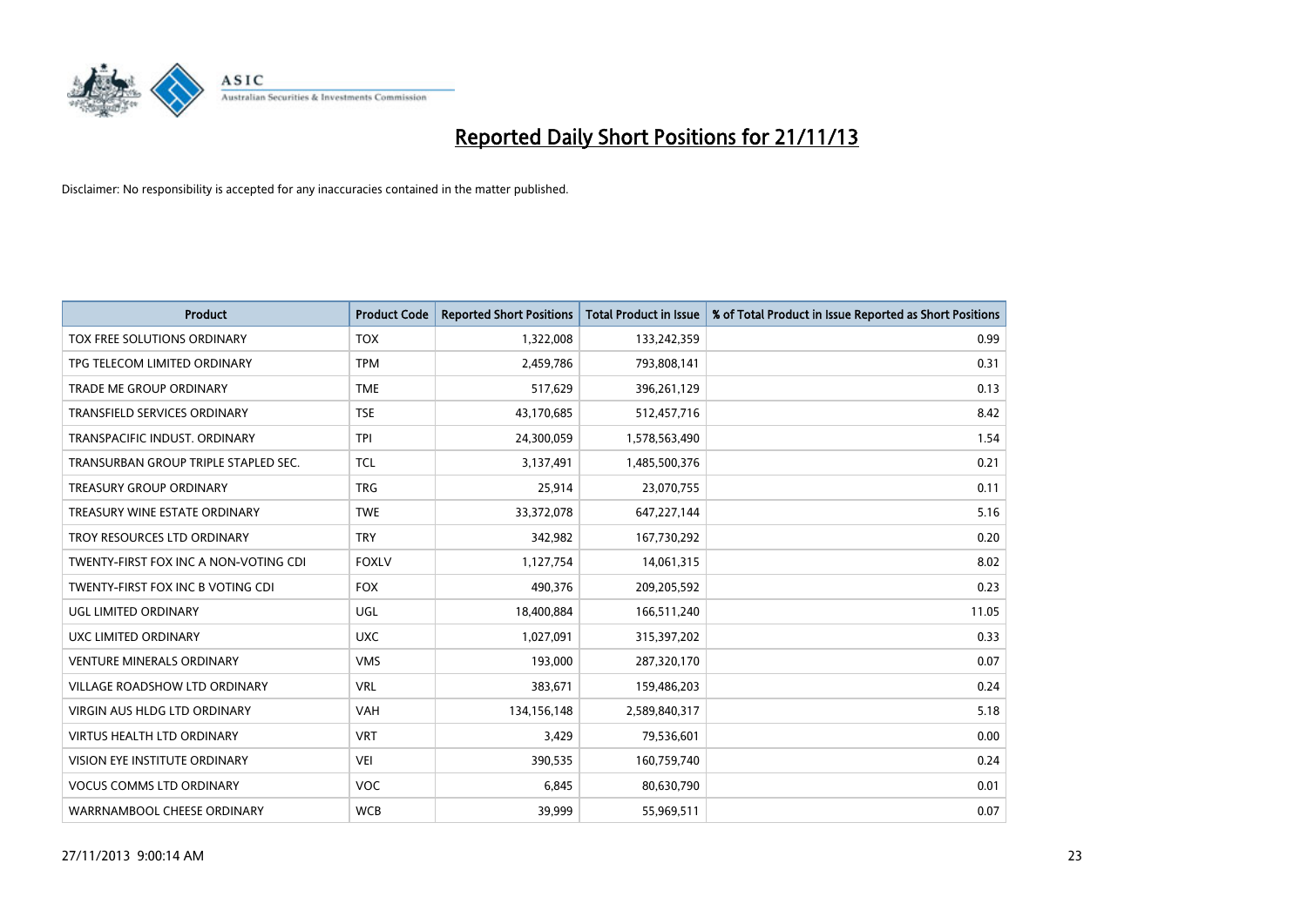# Reported Daily Short Positions for 21/11/13

Disclaimer: No responsibility is accepted for any inaccuracies contained in the matter published.

| Product | Product Code | Reported Short Positions | Total Product in Issue | % of Total Product in Issue Reported as Short Positions |
|---|---|---|---|---|
| TOX FREE SOLUTIONS ORDINARY | TOX | 1,322,008 | 133,242,359 | 0.99 |
| TPG TELECOM LIMITED ORDINARY | TPM | 2,459,786 | 793,808,141 | 0.31 |
| TRADE ME GROUP ORDINARY | TME | 517,629 | 396,261,129 | 0.13 |
| TRANSFIELD SERVICES ORDINARY | TSE | 43,170,685 | 512,457,716 | 8.42 |
| TRANSPACIFIC INDUST. ORDINARY | TPI | 24,300,059 | 1,578,563,490 | 1.54 |
| TRANSURBAN GROUP TRIPLE STAPLED SEC. | TCL | 3,137,491 | 1,485,500,376 | 0.21 |
| TREASURY GROUP ORDINARY | TRG | 25,914 | 23,070,755 | 0.11 |
| TREASURY WINE ESTATE ORDINARY | TWE | 33,372,078 | 647,227,144 | 5.16 |
| TROY RESOURCES LTD ORDINARY | TRY | 342,982 | 167,730,292 | 0.20 |
| TWENTY-FIRST FOX INC A NON-VOTING CDI | FOXLV | 1,127,754 | 14,061,315 | 8.02 |
| TWENTY-FIRST FOX INC B VOTING CDI | FOX | 490,376 | 209,205,592 | 0.23 |
| UGL LIMITED ORDINARY | UGL | 18,400,884 | 166,511,240 | 11.05 |
| UXC LIMITED ORDINARY | UXC | 1,027,091 | 315,397,202 | 0.33 |
| VENTURE MINERALS ORDINARY | VMS | 193,000 | 287,320,170 | 0.07 |
| VILLAGE ROADSHOW LTD ORDINARY | VRL | 383,671 | 159,486,203 | 0.24 |
| VIRGIN AUS HLDG LTD ORDINARY | VAH | 134,156,148 | 2,589,840,317 | 5.18 |
| VIRTUS HEALTH LTD ORDINARY | VRT | 3,429 | 79,536,601 | 0.00 |
| VISION EYE INSTITUTE ORDINARY | VEI | 390,535 | 160,759,740 | 0.24 |
| VOCUS COMMS LTD ORDINARY | VOC | 6,845 | 80,630,790 | 0.01 |
| WARRNAMBOOL CHEESE ORDINARY | WCB | 39,999 | 55,969,511 | 0.07 |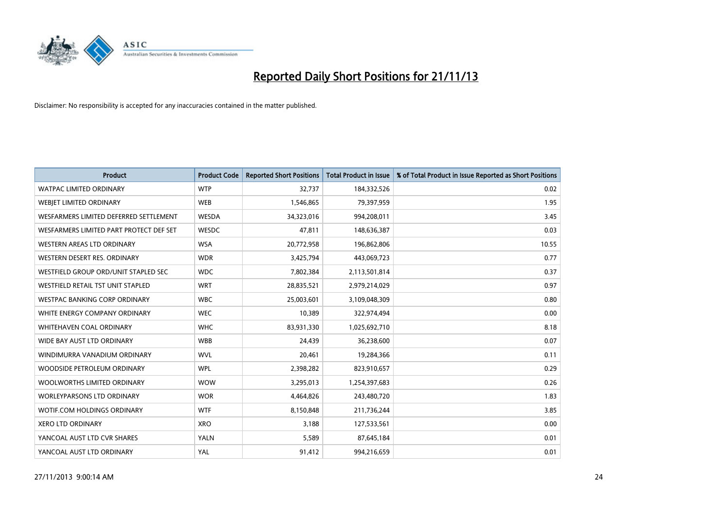# Reported Daily Short Positions for 21/11/13

Disclaimer: No responsibility is accepted for any inaccuracies contained in the matter published.

| Product | Product Code | Reported Short Positions | Total Product in Issue | % of Total Product in Issue Reported as Short Positions |
|---|---|---|---|---|
| WATPAC LIMITED ORDINARY | WTP | 32,737 | 184,332,526 | 0.02 |
| WEBJET LIMITED ORDINARY | WEB | 1,546,865 | 79,397,959 | 1.95 |
| WESFARMERS LIMITED DEFERRED SETTLEMENT | WESDA | 34,323,016 | 994,208,011 | 3.45 |
| WESFARMERS LIMITED PART PROTECT DEF SET | WESDC | 47,811 | 148,636,387 | 0.03 |
| WESTERN AREAS LTD ORDINARY | WSA | 20,772,958 | 196,862,806 | 10.55 |
| WESTERN DESERT RES. ORDINARY | WDR | 3,425,794 | 443,069,723 | 0.77 |
| WESTFIELD GROUP ORD/UNIT STAPLED SEC | WDC | 7,802,384 | 2,113,501,814 | 0.37 |
| WESTFIELD RETAIL TST UNIT STAPLED | WRT | 28,835,521 | 2,979,214,029 | 0.97 |
| WESTPAC BANKING CORP ORDINARY | WBC | 25,003,601 | 3,109,048,309 | 0.80 |
| WHITE ENERGY COMPANY ORDINARY | WEC | 10,389 | 322,974,494 | 0.00 |
| WHITEHAVEN COAL ORDINARY | WHC | 83,931,330 | 1,025,692,710 | 8.18 |
| WIDE BAY AUST LTD ORDINARY | WBB | 24,439 | 36,238,600 | 0.07 |
| WINDIMURRA VANADIUM ORDINARY | WVL | 20,461 | 19,284,366 | 0.11 |
| WOODSIDE PETROLEUM ORDINARY | WPL | 2,398,282 | 823,910,657 | 0.29 |
| WOOLWORTHS LIMITED ORDINARY | WOW | 3,295,013 | 1,254,397,683 | 0.26 |
| WORLEYPARSONS LTD ORDINARY | WOR | 4,464,826 | 243,480,720 | 1.83 |
| WOTIF.COM HOLDINGS ORDINARY | WTF | 8,150,848 | 211,736,244 | 3.85 |
| XERO LTD ORDINARY | XRO | 3,188 | 127,533,561 | 0.00 |
| YANCOAL AUST LTD CVR SHARES | YALN | 5,589 | 87,645,184 | 0.01 |
| YANCOAL AUST LTD ORDINARY | YAL | 91,412 | 994,216,659 | 0.01 |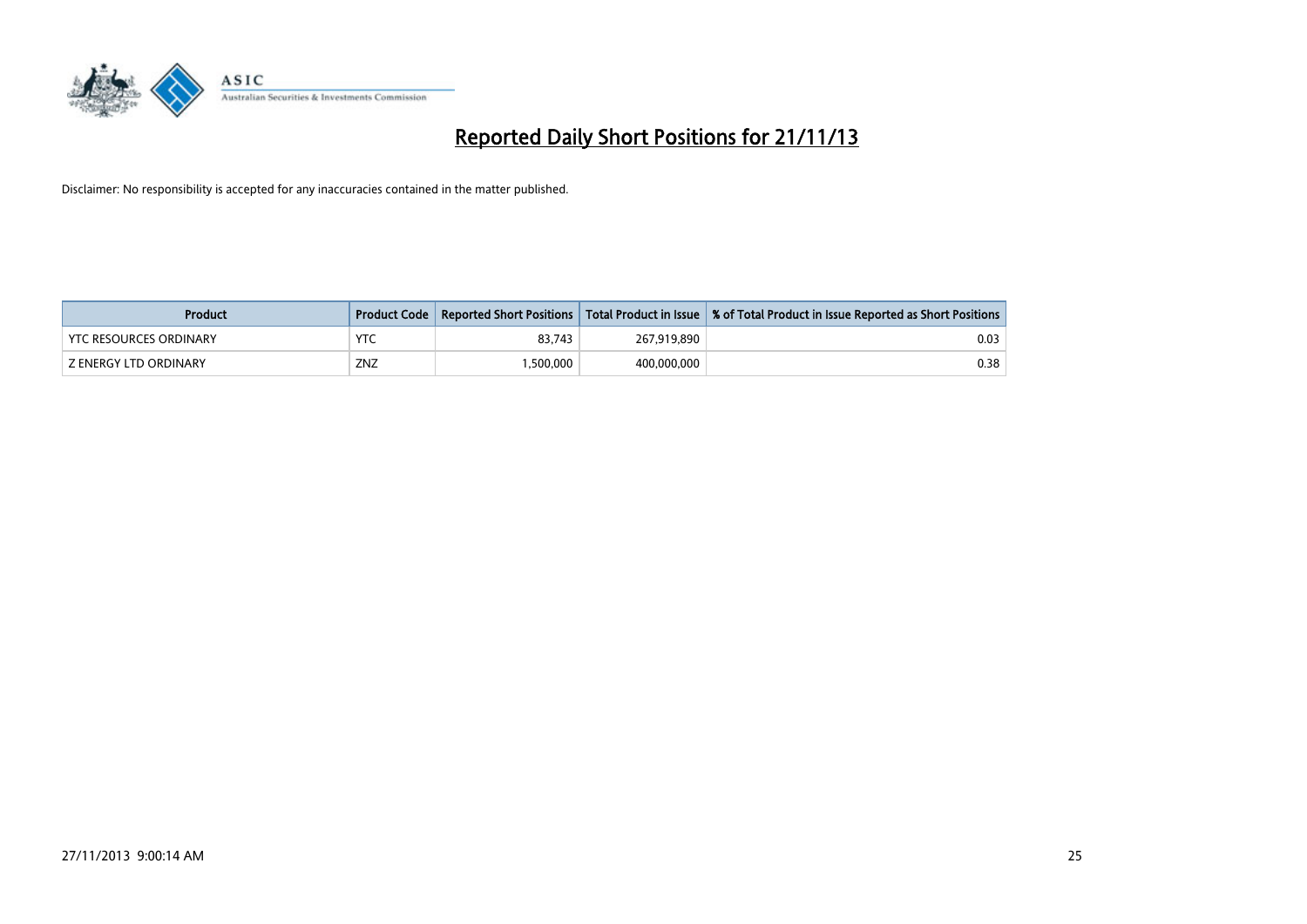# Reported Daily Short Positions for 21/11/13

Disclaimer: No responsibility is accepted for any inaccuracies contained in the matter published.

| Product | Product Code | Reported Short Positions | Total Product in Issue | % of Total Product in Issue Reported as Short Positions |
|---|---|---|---|---|
| YTC RESOURCES ORDINARY | YTC | 83,743 | 267,919,890 | 0.03 |
| Z ENERGY LTD ORDINARY | ZNZ | 1,500,000 | 400,000,000 | 0.38 |